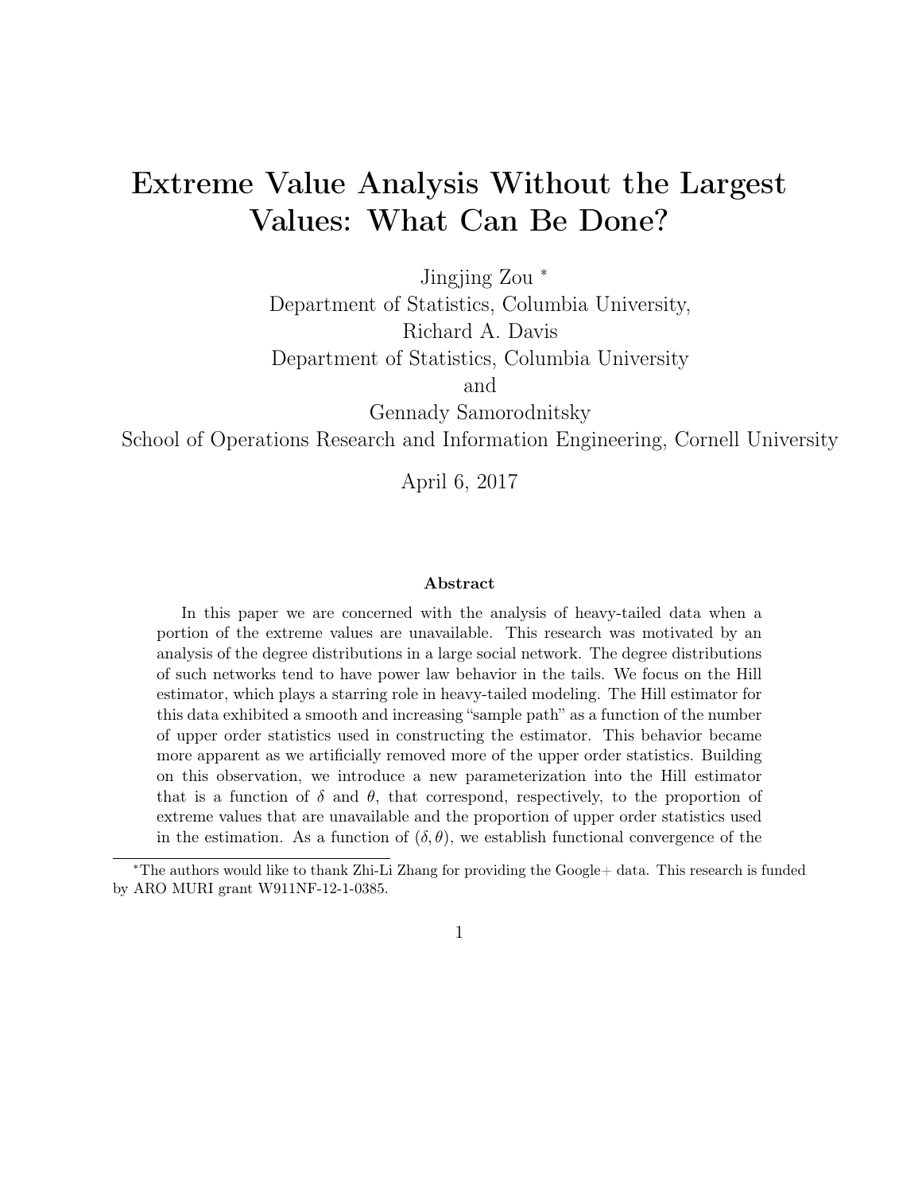# Extreme Value Analysis Without the Largest Values: What Can Be Done?

Jingjing Zou [*]
Department of Statistics, Columbia University,
Richard A. Davis
Department of Statistics, Columbia University
and
Gennady Samorodnitsky
School of Operations Research and Information Engineering, Cornell University

April 6, 2017

### Abstract

In this paper we are concerned with the analysis of heavy-tailed data when a portion of the extreme values are unavailable. This research was motivated by an analysis of the degree distributions in a large social network. The degree distributions of such networks tend to have power law behavior in the tails. We focus on the Hill estimator, which plays a starring role in heavy-tailed modeling. The Hill estimator for this data exhibited a smooth and increasing "sample path" as a function of the number of upper order statistics used in constructing the estimator. This behavior became more apparent as we artificially removed more of the upper order statistics. Building on this observation, we introduce a new parameterization into the Hill estimator that is a function of $\delta$ and $\theta$, that correspond, respectively, to the proportion of extreme values that are unavailable and the proportion of upper order statistics used in the estimation. As a function of $(\delta, \theta)$, we establish functional convergence of the

[*] The authors would like to thank Zhi-Li Zhang for providing the Google+ data. This research is funded by ARO MURI grant W911NF-12-1-0385.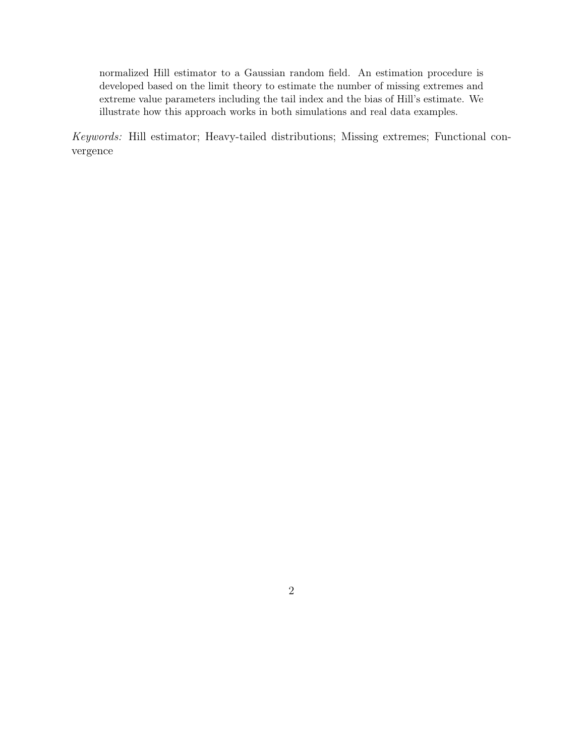normalized Hill estimator to a Gaussian random field. An estimation procedure is developed based on the limit theory to estimate the number of missing extremes and extreme value parameters including the tail index and the bias of Hill's estimate. We illustrate how this approach works in both simulations and real data examples.

*Keywords:* Hill estimator; Heavy-tailed distributions; Missing extremes; Functional convergence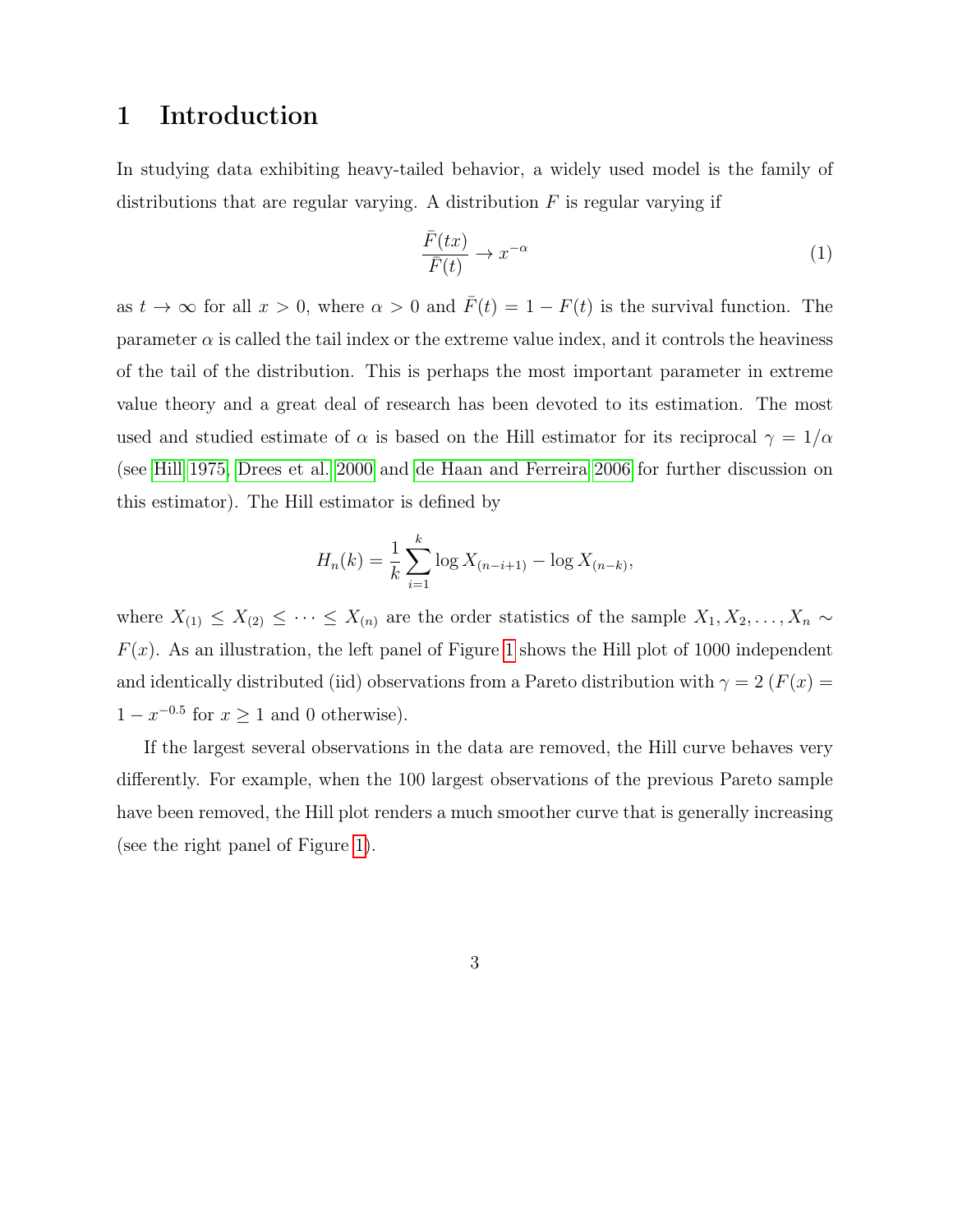# 1 Introduction

In studying data exhibiting heavy-tailed behavior, a widely used model is the family of distributions that are regular varying. A distribution $F$ is regular varying if

$$\frac{\bar{F}(tx)}{\bar{F}(t)} \to x^{-\alpha} \tag{1}$$

as $t \to \infty$ for all $x > 0$, where $\alpha > 0$ and $\bar{F}(t) = 1 - F(t)$ is the survival function. The parameter $\alpha$ is called the tail index or the extreme value index, and it controls the heaviness of the tail of the distribution. This is perhaps the most important parameter in extreme value theory and a great deal of research has been devoted to its estimation. The most used and studied estimate of $\alpha$ is based on the Hill estimator for its reciprocal $\gamma = 1/\alpha$ (see Hill 1975, Drees et al. 2000 and de Haan and Ferreira 2006 for further discussion on this estimator). The Hill estimator is defined by

$$H_n(k) = \frac{1}{k} \sum_{i=1}^{k} \log X_{(n-i+1)} - \log X_{(n-k)},$$

where $X_{(1)} \leq X_{(2)} \leq \cdots \leq X_{(n)}$ are the order statistics of the sample $X_1, X_2, \ldots, X_n \sim F(x)$. As an illustration, the left panel of Figure 1 shows the Hill plot of 1000 independent and identically distributed (iid) observations from a Pareto distribution with $\gamma = 2$ ($F(x) = 1 - x^{-0.5}$ for $x \geq 1$ and 0 otherwise).

If the largest several observations in the data are removed, the Hill curve behaves very differently. For example, when the 100 largest observations of the previous Pareto sample have been removed, the Hill plot renders a much smoother curve that is generally increasing (see the right panel of Figure 1).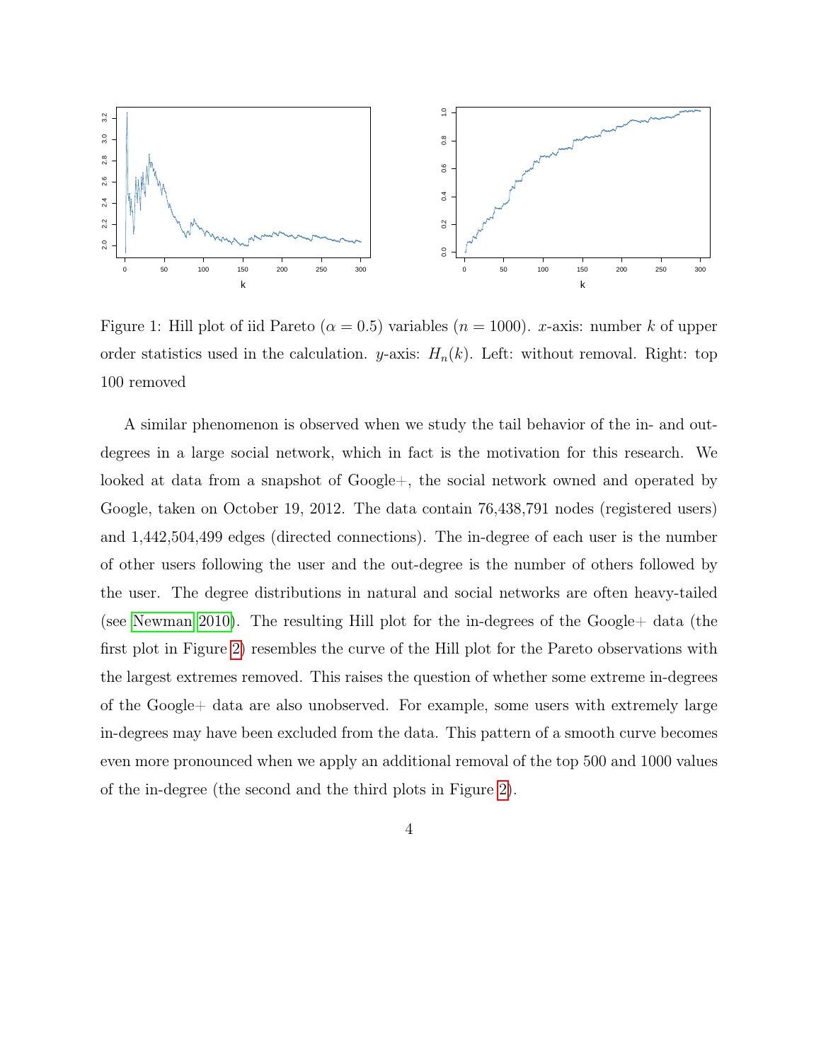Figure 1: Hill plot of iid Pareto ($\alpha = 0.5$) variables ($n = 1000$). $x$-axis: number $k$ of upper order statistics used in the calculation. $y$-axis: $H_n(k)$. Left: without removal. Right: top 100 removed

A similar phenomenon is observed when we study the tail behavior of the in- and out-degrees in a large social network, which in fact is the motivation for this research. We looked at data from a snapshot of Google+, the social network owned and operated by Google, taken on October 19, 2012. The data contain 76,438,791 nodes (registered users) and 1,442,504,499 edges (directed connections). The in-degree of each user is the number of other users following the user and the out-degree is the number of others followed by the user. The degree distributions in natural and social networks are often heavy-tailed (see Newman 2010). The resulting Hill plot for the in-degrees of the Google+ data (the first plot in Figure 2) resembles the curve of the Hill plot for the Pareto observations with the largest extremes removed. This raises the question of whether some extreme in-degrees of the Google+ data are also unobserved. For example, some users with extremely large in-degrees may have been excluded from the data. This pattern of a smooth curve becomes even more pronounced when we apply an additional removal of the top 500 and 1000 values of the in-degree (the second and the third plots in Figure 2).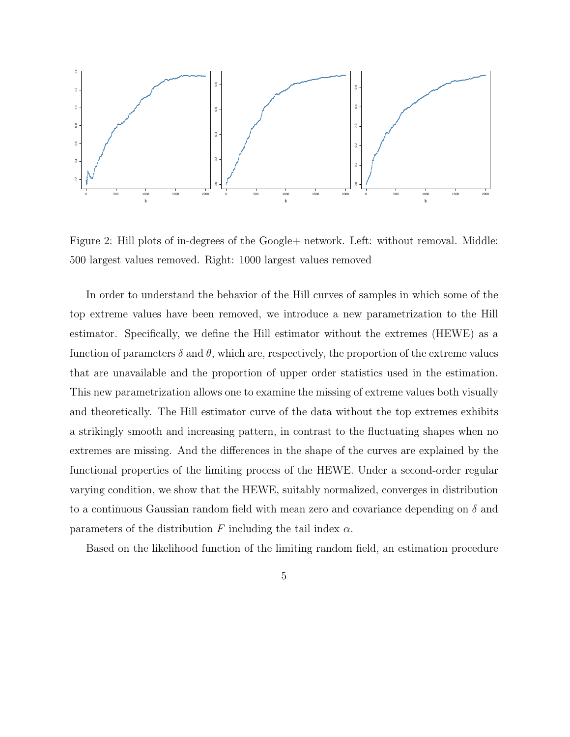Figure 2: Hill plots of in-degrees of the Google+ network. Left: without removal. Middle: 500 largest values removed. Right: 1000 largest values removed

In order to understand the behavior of the Hill curves of samples in which some of the top extreme values have been removed, we introduce a new parametrization to the Hill estimator. Specifically, we define the Hill estimator without the extremes (HEWE) as a function of parameters $\delta$ and $\theta$, which are, respectively, the proportion of the extreme values that are unavailable and the proportion of upper order statistics used in the estimation. This new parametrization allows one to examine the missing of extreme values both visually and theoretically. The Hill estimator curve of the data without the top extremes exhibits a strikingly smooth and increasing pattern, in contrast to the fluctuating shapes when no extremes are missing. And the differences in the shape of the curves are explained by the functional properties of the limiting process of the HEWE. Under a second-order regular varying condition, we show that the HEWE, suitably normalized, converges in distribution to a continuous Gaussian random field with mean zero and covariance depending on $\delta$ and parameters of the distribution $F$ including the tail index $\alpha$.

Based on the likelihood function of the limiting random field, an estimation procedure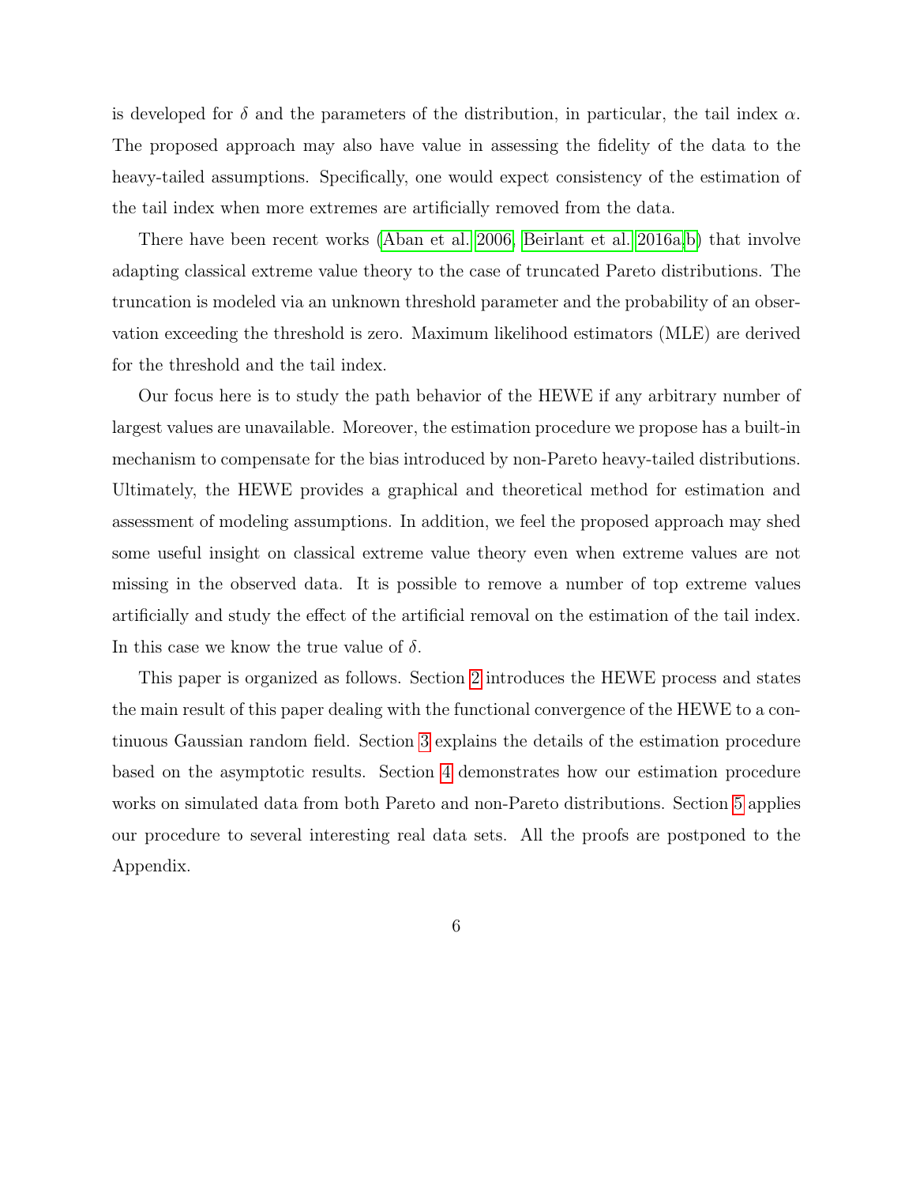is developed for $\delta$ and the parameters of the distribution, in particular, the tail index $\alpha$. The proposed approach may also have value in assessing the fidelity of the data to the heavy-tailed assumptions. Specifically, one would expect consistency of the estimation of the tail index when more extremes are artificially removed from the data.

There have been recent works (Aban et al. 2006, Beirlant et al. 2016a,b) that involve adapting classical extreme value theory to the case of truncated Pareto distributions. The truncation is modeled via an unknown threshold parameter and the probability of an observation exceeding the threshold is zero. Maximum likelihood estimators (MLE) are derived for the threshold and the tail index.

Our focus here is to study the path behavior of the HEWE if any arbitrary number of largest values are unavailable. Moreover, the estimation procedure we propose has a built-in mechanism to compensate for the bias introduced by non-Pareto heavy-tailed distributions. Ultimately, the HEWE provides a graphical and theoretical method for estimation and assessment of modeling assumptions. In addition, we feel the proposed approach may shed some useful insight on classical extreme value theory even when extreme values are not missing in the observed data. It is possible to remove a number of top extreme values artificially and study the effect of the artificial removal on the estimation of the tail index. In this case we know the true value of $\delta$.

This paper is organized as follows. Section 2 introduces the HEWE process and states the main result of this paper dealing with the functional convergence of the HEWE to a continuous Gaussian random field. Section 3 explains the details of the estimation procedure based on the asymptotic results. Section 4 demonstrates how our estimation procedure works on simulated data from both Pareto and non-Pareto distributions. Section 5 applies our procedure to several interesting real data sets. All the proofs are postponed to the Appendix.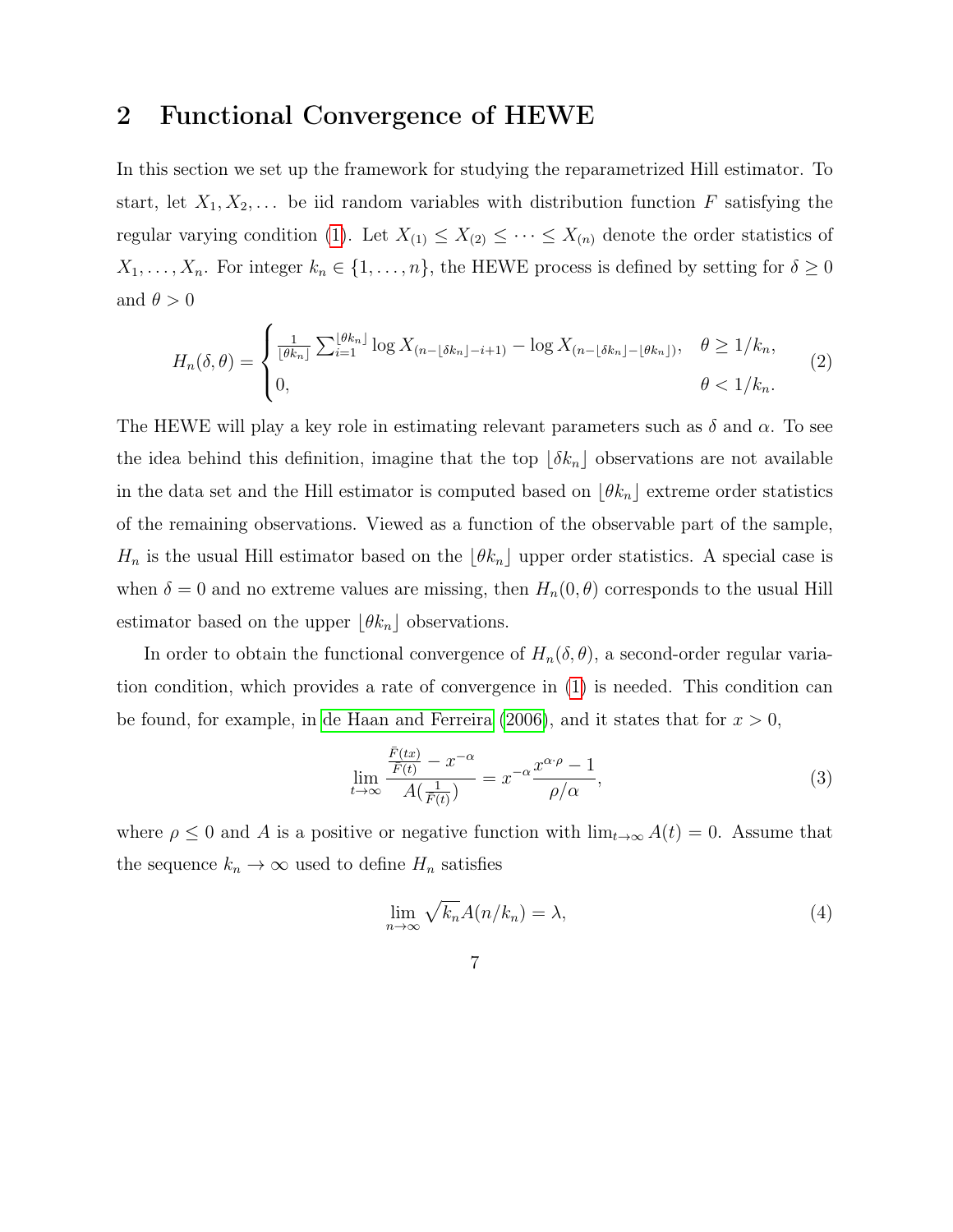## 2 Functional Convergence of HEWE

In this section we set up the framework for studying the reparametrized Hill estimator. To start, let $X_1, X_2, \dots$ be iid random variables with distribution function $F$ satisfying the regular varying condition (1). Let $X_{(1)} \le X_{(2)} \le \cdots \le X_{(n)}$ denote the order statistics of $X_1, \dots, X_n$. For integer $k_n \in \{1, \dots, n\}$, the HEWE process is defined by setting for $\delta \ge 0$ and $\theta > 0$

$$
H_n(\delta, \theta) = \begin{cases} \frac{1}{\lfloor \theta k_n \rfloor} \sum_{i=1}^{\lfloor \theta k_n \rfloor} \log X_{(n - \lfloor \delta k_n \rfloor - i + 1)} - \log X_{(n - \lfloor \delta k_n \rfloor - \lfloor \theta k_n \rfloor)}, & \theta \ge 1/k_n, \\ 0, & \theta < 1/k_n. \end{cases} \tag{2}
$$

The HEWE will play a key role in estimating relevant parameters such as $\delta$ and $\alpha$. To see the idea behind this definition, imagine that the top $\lfloor \delta k_n \rfloor$ observations are not available in the data set and the Hill estimator is computed based on $\lfloor \theta k_n \rfloor$ extreme order statistics of the remaining observations. Viewed as a function of the observable part of the sample, $H_n$ is the usual Hill estimator based on the $\lfloor \theta k_n \rfloor$ upper order statistics. A special case is when $\delta = 0$ and no extreme values are missing, then $H_n(0, \theta)$ corresponds to the usual Hill estimator based on the upper $\lfloor \theta k_n \rfloor$ observations.

In order to obtain the functional convergence of $H_n(\delta, \theta)$, a second-order regular variation condition, which provides a rate of convergence in (1) is needed. This condition can be found, for example, in de Haan and Ferreira (2006), and it states that for $x > 0$,

$$
\lim_{t \to \infty} \frac{\frac{\bar{F}(tx)}{\bar{F}(t)} - x^{-\alpha}}{A(\frac{1}{\bar{F}(t)})} = x^{-\alpha} \frac{x^{\alpha \cdot \rho} - 1}{\rho / \alpha}, \tag{3}
$$

where $\rho \le 0$ and $A$ is a positive or negative function with $\lim_{t \to \infty} A(t) = 0$. Assume that the sequence $k_n \to \infty$ used to define $H_n$ satisfies

$$
\lim_{n \to \infty} \sqrt{k_n} A(n/k_n) = \lambda, \tag{4}
$$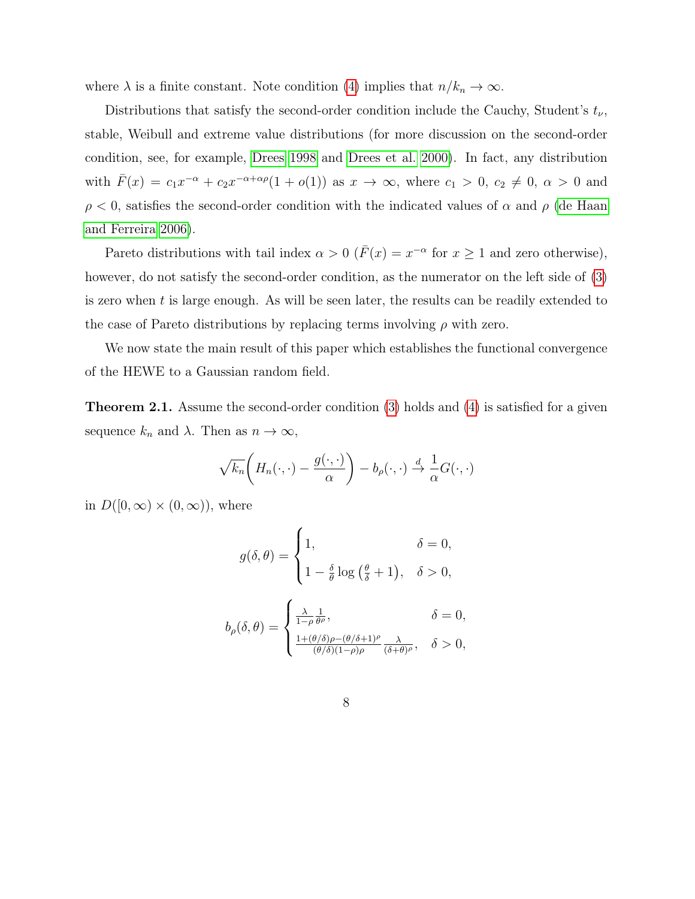where $\lambda$ is a finite constant. Note condition (4) implies that $n/k_n \to \infty$.

Distributions that satisfy the second-order condition include the Cauchy, Student's $t_\nu$, stable, Weibull and extreme value distributions (for more discussion on the second-order condition, see, for example, Drees 1998 and Drees et al. 2000). In fact, any distribution with $\bar{F}(x) = c_1 x^{-\alpha} + c_2 x^{-\alpha+\alpha\rho}(1 + o(1))$ as $x \to \infty$, where $c_1 > 0$, $c_2 \neq 0$, $\alpha > 0$ and $\rho < 0$, satisfies the second-order condition with the indicated values of $\alpha$ and $\rho$ (de Haan and Ferreira 2006).

Pareto distributions with tail index $\alpha > 0$ ($\bar{F}(x) = x^{-\alpha}$ for $x \geq 1$ and zero otherwise), however, do not satisfy the second-order condition, as the numerator on the left side of (3) is zero when $t$ is large enough. As will be seen later, the results can be readily extended to the case of Pareto distributions by replacing terms involving $\rho$ with zero.

We now state the main result of this paper which establishes the functional convergence of the HEWE to a Gaussian random field.

**Theorem 2.1.** Assume the second-order condition (3) holds and (4) is satisfied for a given sequence $k_n$ and $\lambda$. Then as $n \to \infty$,

$$\sqrt{k_n}\bigg(H_n(\cdot,\cdot) - \frac{g(\cdot,\cdot)}{\alpha}\bigg) - b_\rho(\cdot,\cdot) \xrightarrow{d} \frac{1}{\alpha}G(\cdot,\cdot)$$

in $D([0,\infty) \times (0,\infty))$, where

$$g(\delta,\theta) = \begin{cases} 1, & \delta = 0, \\ 1 - \frac{\delta}{\theta}\log\left(\frac{\theta}{\delta} + 1\right), & \delta > 0, \end{cases}$$

$$b_\rho(\delta,\theta) = \begin{cases} \frac{\lambda}{1-\rho}\frac{1}{\theta^\rho}, & \delta = 0, \\ \frac{1+(\theta/\delta)\rho-(\theta/\delta+1)^\rho}{(\theta/\delta)(1-\rho)\rho}\frac{\lambda}{(\delta+\theta)^\rho}, & \delta > 0, \end{cases}$$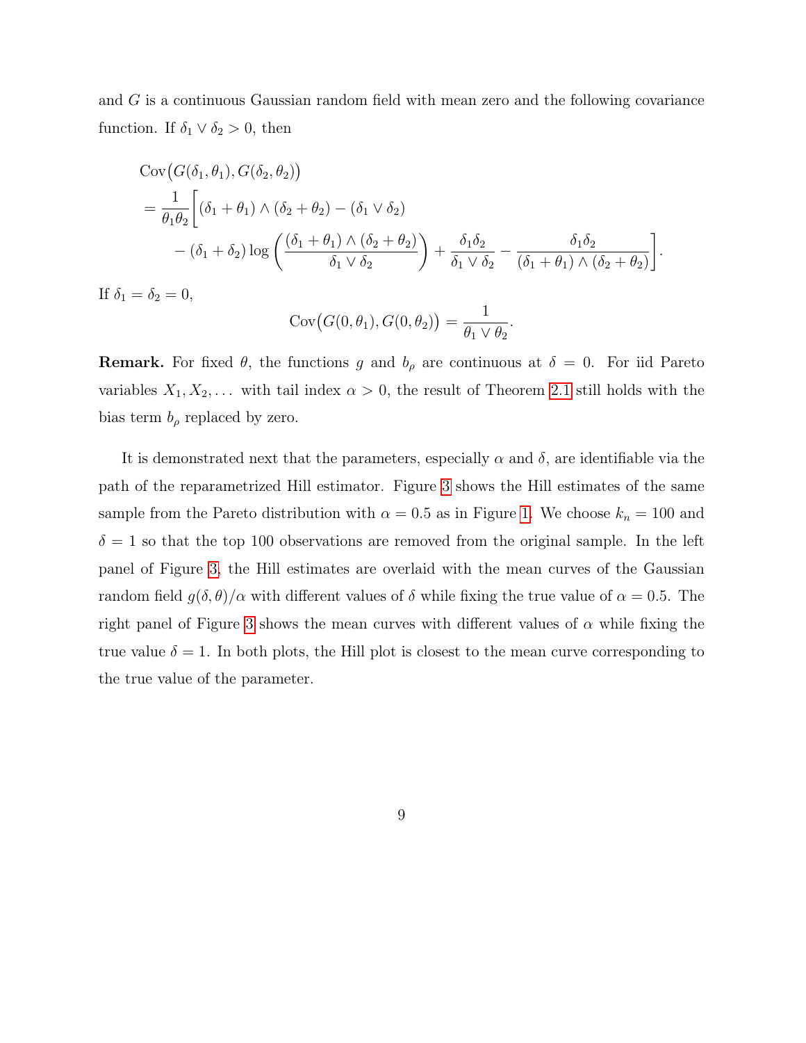and $G$ is a continuous Gaussian random field with mean zero and the following covariance function. If $\delta_1 \vee \delta_2 > 0$, then

$$
\begin{aligned}
&\mathrm{Cov}\big(G(\delta_1, \theta_1), G(\delta_2, \theta_2)\big) \\
&= \frac{1}{\theta_1 \theta_2} \bigg[ (\delta_1 + \theta_1) \wedge (\delta_2 + \theta_2) - (\delta_1 \vee \delta_2) \\
&\qquad - (\delta_1 + \delta_2) \log \left( \frac{(\delta_1 + \theta_1) \wedge (\delta_2 + \theta_2)}{\delta_1 \vee \delta_2} \right) + \frac{\delta_1 \delta_2}{\delta_1 \vee \delta_2} - \frac{\delta_1 \delta_2}{(\delta_1 + \theta_1) \wedge (\delta_2 + \theta_2)} \bigg].
\end{aligned}
$$

If $\delta_1 = \delta_2 = 0$,

$$
\mathrm{Cov}\big(G(0, \theta_1), G(0, \theta_2)\big) = \frac{1}{\theta_1 \vee \theta_2}.
$$

**Remark.** For fixed $\theta$, the functions $g$ and $b_\rho$ are continuous at $\delta = 0$. For iid Pareto variables $X_1, X_2, \ldots$ with tail index $\alpha > 0$, the result of Theorem 2.1 still holds with the bias term $b_\rho$ replaced by zero.

It is demonstrated next that the parameters, especially $\alpha$ and $\delta$, are identifiable via the path of the reparametrized Hill estimator. Figure 3 shows the Hill estimates of the same sample from the Pareto distribution with $\alpha = 0.5$ as in Figure 1. We choose $k_n = 100$ and $\delta = 1$ so that the top 100 observations are removed from the original sample. In the left panel of Figure 3, the Hill estimates are overlaid with the mean curves of the Gaussian random field $g(\delta, \theta)/\alpha$ with different values of $\delta$ while fixing the true value of $\alpha = 0.5$. The right panel of Figure 3 shows the mean curves with different values of $\alpha$ while fixing the true value $\delta = 1$. In both plots, the Hill plot is closest to the mean curve corresponding to the true value of the parameter.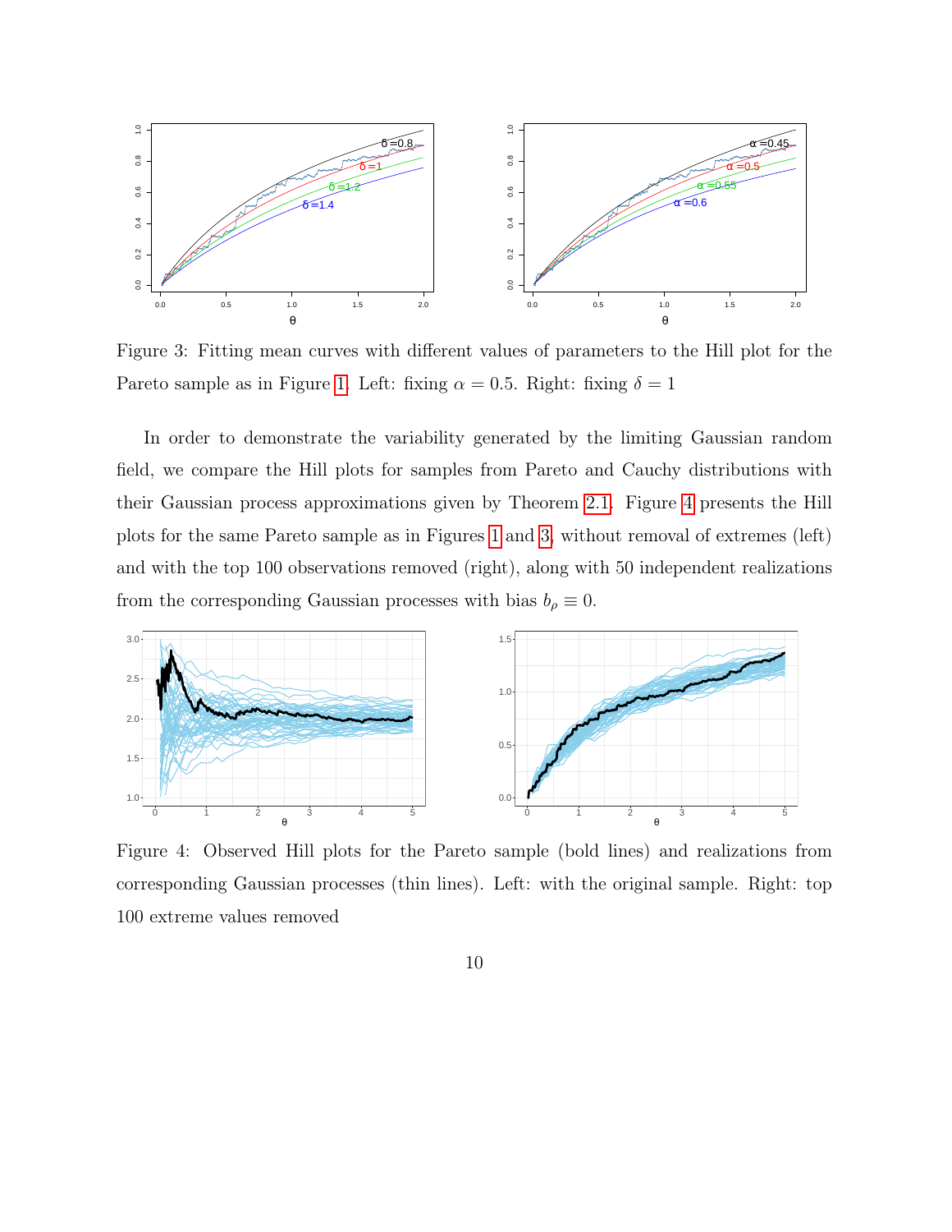Figure 3: Fitting mean curves with different values of parameters to the Hill plot for the Pareto sample as in Figure 1. Left: fixing $\alpha = 0.5$. Right: fixing $\delta = 1$

In order to demonstrate the variability generated by the limiting Gaussian random field, we compare the Hill plots for samples from Pareto and Cauchy distributions with their Gaussian process approximations given by Theorem 2.1. Figure 4 presents the Hill plots for the same Pareto sample as in Figures 1 and 3, without removal of extremes (left) and with the top 100 observations removed (right), along with 50 independent realizations from the corresponding Gaussian processes with bias $b_\rho \equiv 0$.

Figure 4: Observed Hill plots for the Pareto sample (bold lines) and realizations from corresponding Gaussian processes (thin lines). Left: with the original sample. Right: top 100 extreme values removed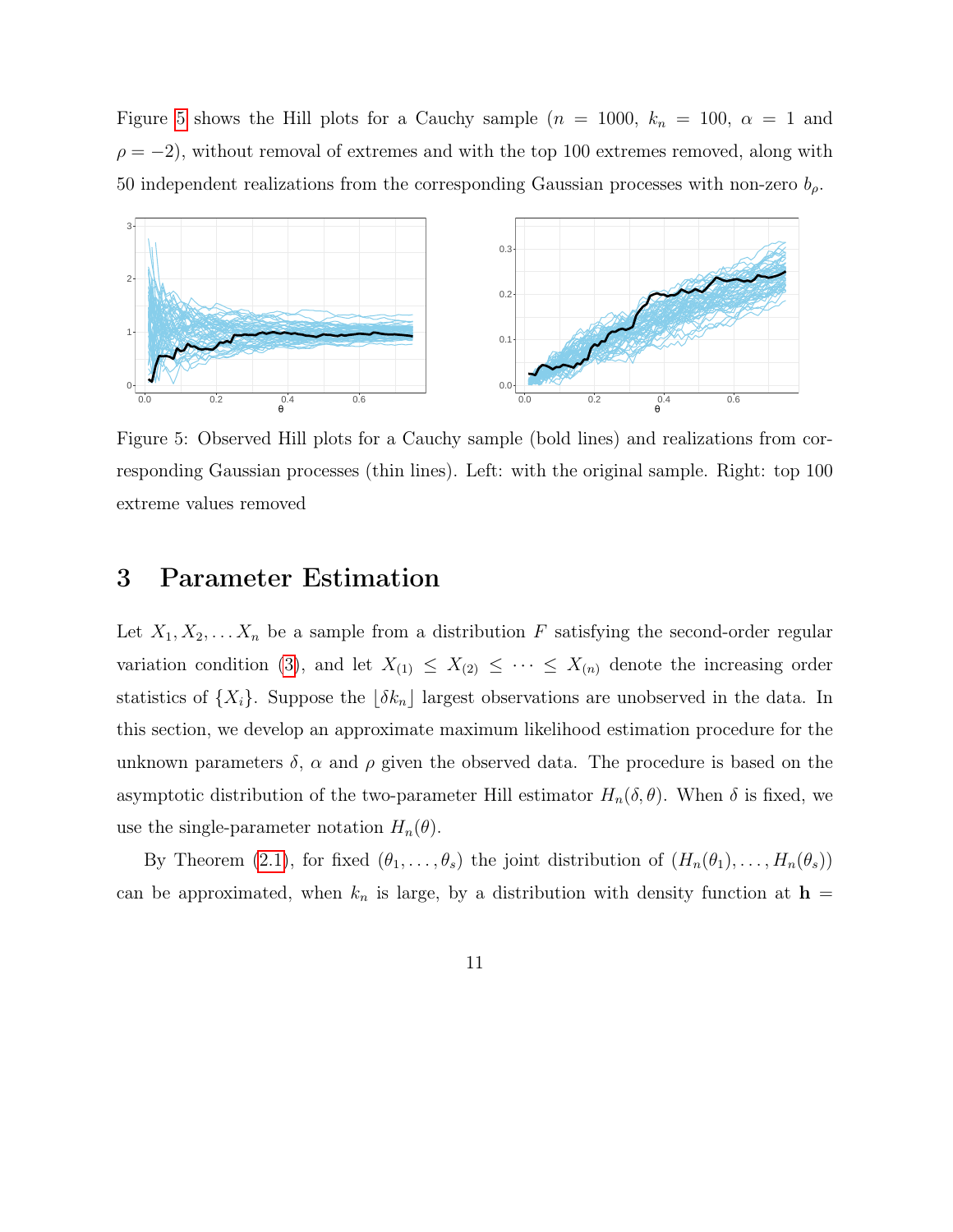Figure 5 shows the Hill plots for a Cauchy sample ($n = 1000$, $k_n = 100$, $\alpha = 1$ and $\rho = -2$), without removal of extremes and with the top 100 extremes removed, along with 50 independent realizations from the corresponding Gaussian processes with non-zero $b_\rho$.

Figure 5: Observed Hill plots for a Cauchy sample (bold lines) and realizations from corresponding Gaussian processes (thin lines). Left: with the original sample. Right: top 100 extreme values removed

# 3 Parameter Estimation

Let $X_1, X_2, \dots X_n$ be a sample from a distribution $F$ satisfying the second-order regular variation condition (3), and let $X_{(1)} \leq X_{(2)} \leq \cdots \leq X_{(n)}$ denote the increasing order statistics of $\{X_i\}$. Suppose the $\lfloor \delta k_n \rfloor$ largest observations are unobserved in the data. In this section, we develop an approximate maximum likelihood estimation procedure for the unknown parameters $\delta$, $\alpha$ and $\rho$ given the observed data. The procedure is based on the asymptotic distribution of the two-parameter Hill estimator $H_n(\delta, \theta)$. When $\delta$ is fixed, we use the single-parameter notation $H_n(\theta)$.

By Theorem (2.1), for fixed $(\theta_1, \dots, \theta_s)$ the joint distribution of $(H_n(\theta_1), \dots, H_n(\theta_s))$ can be approximated, when $k_n$ is large, by a distribution with density function at $\mathbf{h} =$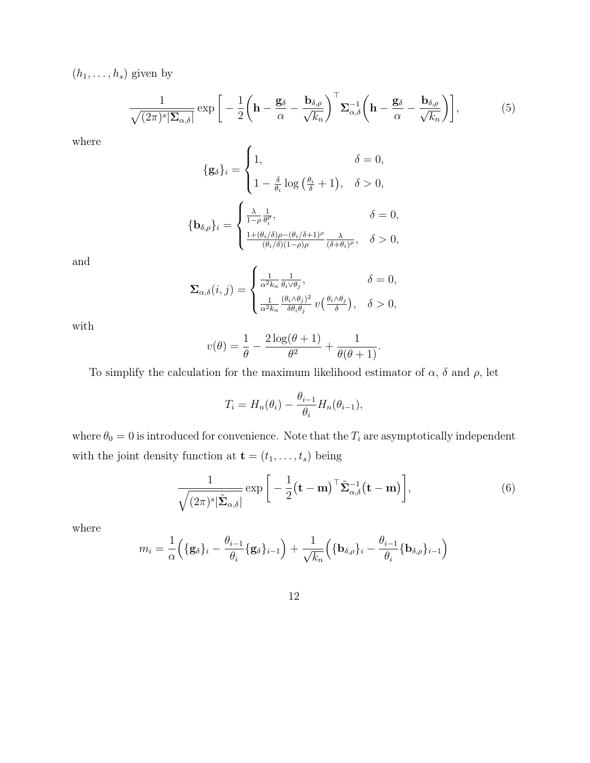$(h_1, \ldots, h_s)$ given by

$$
\frac{1}{\sqrt{(2\pi)^s |\boldsymbol{\Sigma}_{\alpha,\delta}|}} \exp\left[ -\frac{1}{2}\left(\mathbf{h} - \frac{\mathbf{g}_\delta}{\alpha} - \frac{\mathbf{b}_{\delta,\rho}}{\sqrt{k_n}}\right)^\top \boldsymbol{\Sigma}_{\alpha,\delta}^{-1} \left(\mathbf{h} - \frac{\mathbf{g}_\delta}{\alpha} - \frac{\mathbf{b}_{\delta,\rho}}{\sqrt{k_n}}\right)\right], \tag{5}
$$

where

$$
\{\mathbf{g}_\delta\}_i = \begin{cases} 1, & \delta = 0, \\ 1 - \frac{\delta}{\theta_i} \log\left(\frac{\theta_i}{\delta} + 1\right), & \delta > 0, \end{cases}
$$

$$
\{\mathbf{b}_{\delta,\rho}\}_i = \begin{cases} \frac{\lambda}{1-\rho} \frac{1}{\theta_i^\rho}, & \delta = 0, \\ \frac{1 + (\theta_i/\delta)\rho - (\theta_i/\delta + 1)^\rho}{(\theta_i/\delta)(1-\rho)\rho} \frac{\lambda}{(\delta + \theta_i)^\rho}, & \delta > 0, \end{cases}
$$

and

$$
\boldsymbol{\Sigma}_{\alpha,\delta}(i,j) = \begin{cases} \frac{1}{\alpha^2 k_n} \frac{1}{\theta_i \vee \theta_j}, & \delta = 0, \\ \frac{1}{\alpha^2 k_n} \frac{(\theta_i \wedge \theta_j)^2}{\delta \theta_i \theta_j} \, v\left(\frac{\theta_i \wedge \theta_j}{\delta}\right), & \delta > 0, \end{cases}
$$

with

$$
v(\theta) = \frac{1}{\theta} - \frac{2\log(\theta + 1)}{\theta^2} + \frac{1}{\theta(\theta+1)}.
$$

To simplify the calculation for the maximum likelihood estimator of $\alpha$, $\delta$ and $\rho$, let

$$
T_i = H_n(\theta_i) - \frac{\theta_{i-1}}{\theta_i} H_n(\theta_{i-1}),
$$

where $\theta_0 = 0$ is introduced for convenience. Note that the $T_i$ are asymptotically independent with the joint density function at $\mathbf{t} = (t_1, \ldots, t_s)$ being

$$
\frac{1}{\sqrt{(2\pi)^s |\tilde{\boldsymbol{\Sigma}}_{\alpha,\delta}|}} \exp\left[ -\frac{1}{2}\left(\mathbf{t} - \mathbf{m}\right)^\top \tilde{\boldsymbol{\Sigma}}_{\alpha,\delta}^{-1} \left(\mathbf{t} - \mathbf{m}\right)\right], \tag{6}
$$

where

$$
m_i = \frac{1}{\alpha}\left(\{\mathbf{g}_\delta\}_i - \frac{\theta_{i-1}}{\theta_i}\{\mathbf{g}_\delta\}_{i-1}\right) + \frac{1}{\sqrt{k_n}}\left(\{\mathbf{b}_{\delta,\rho}\}_i - \frac{\theta_{i-1}}{\theta_i}\{\mathbf{b}_{\delta,\rho}\}_{i-1}\right)
$$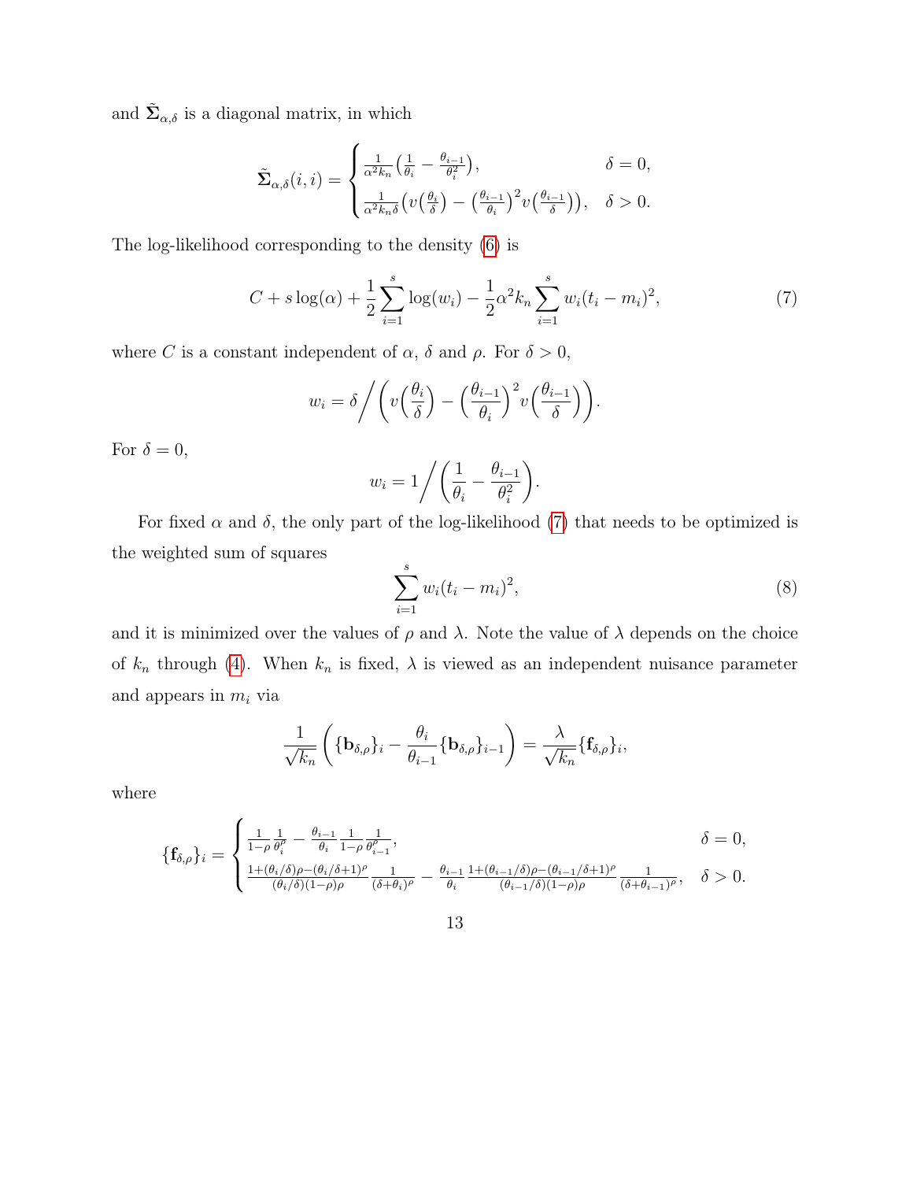and $\tilde{\mathbf{\Sigma}}_{\alpha,\delta}$ is a diagonal matrix, in which

$$\tilde{\mathbf{\Sigma}}_{\alpha,\delta}(i,i) = \begin{cases} \frac{1}{\alpha^2 k_n}\left(\frac{1}{\theta_i} - \frac{\theta_{i-1}}{\theta_i^2}\right), & \delta = 0, \\ \frac{1}{\alpha^2 k_n \delta}\left(v\left(\frac{\theta_i}{\delta}\right) - \left(\frac{\theta_{i-1}}{\theta_i}\right)^2 v\left(\frac{\theta_{i-1}}{\delta}\right)\right), & \delta > 0. \end{cases}$$

The log-likelihood corresponding to the density (6) is

$$C + s\log(\alpha) + \frac{1}{2}\sum_{i=1}^{s}\log(w_i) - \frac{1}{2}\alpha^2 k_n \sum_{i=1}^{s} w_i (t_i - m_i)^2, \tag{7}$$

where $C$ is a constant independent of $\alpha$, $\delta$ and $\rho$. For $\delta > 0$,

$$w_i = \delta \bigg/ \left(v\left(\frac{\theta_i}{\delta}\right) - \left(\frac{\theta_{i-1}}{\theta_i}\right)^2 v\left(\frac{\theta_{i-1}}{\delta}\right)\right).$$

For $\delta = 0$,

$$w_i = 1 \bigg/ \left(\frac{1}{\theta_i} - \frac{\theta_{i-1}}{\theta_i^2}\right).$$

For fixed $\alpha$ and $\delta$, the only part of the log-likelihood (7) that needs to be optimized is the weighted sum of squares

$$\sum_{i=1}^{s} w_i (t_i - m_i)^2, \tag{8}$$

and it is minimized over the values of $\rho$ and $\lambda$. Note the value of $\lambda$ depends on the choice of $k_n$ through (4). When $k_n$ is fixed, $\lambda$ is viewed as an independent nuisance parameter and appears in $m_i$ via

$$\frac{1}{\sqrt{k_n}}\left(\{\mathbf{b}_{\delta,\rho}\}_i - \frac{\theta_i}{\theta_{i-1}}\{\mathbf{b}_{\delta,\rho}\}_{i-1}\right) = \frac{\lambda}{\sqrt{k_n}}\{\mathbf{f}_{\delta,\rho}\}_i,$$

where

$$\{\mathbf{f}_{\delta,\rho}\}_i = \begin{cases} \frac{1}{1-\rho}\frac{1}{\theta_i^\rho} - \frac{\theta_{i-1}}{\theta_i}\frac{1}{1-\rho}\frac{1}{\theta_{i-1}^\rho}, & \delta = 0, \\ \frac{1+(\theta_i/\delta)\rho - (\theta_i/\delta+1)^\rho}{(\theta_i/\delta)(1-\rho)\rho}\frac{1}{(\delta+\theta_i)^\rho} - \frac{\theta_{i-1}}{\theta_i}\frac{1+(\theta_{i-1}/\delta)\rho - (\theta_{i-1}/\delta+1)^\rho}{(\theta_{i-1}/\delta)(1-\rho)\rho}\frac{1}{(\delta+\theta_{i-1})^\rho}, & \delta > 0. \end{cases}$$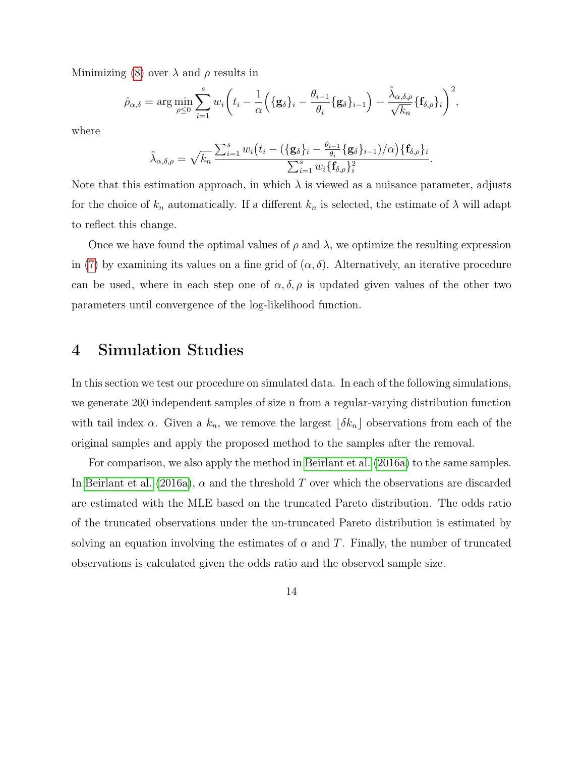Minimizing (8) over $\lambda$ and $\rho$ results in

$$\hat{\rho}_{\alpha,\delta} = \arg\min_{\rho \leq 0} \sum_{i=1}^{s} w_i \bigg( t_i - \frac{1}{\alpha} \Big( \{\mathbf{g}_\delta\}_i - \frac{\theta_{i-1}}{\theta_i} \{\mathbf{g}_\delta\}_{i-1} \Big) - \frac{\hat{\lambda}_{\alpha,\delta,\rho}}{\sqrt{k_n}} \{\mathbf{f}_{\delta,\rho}\}_i \bigg)^2,$$

where

$$\hat{\lambda}_{\alpha,\delta,\rho} = \sqrt{k_n} \frac{\sum_{i=1}^{s} w_i \big( t_i - (\{\mathbf{g}_\delta\}_i - \frac{\theta_{i-1}}{\theta_i} \{\mathbf{g}_\delta\}_{i-1})/\alpha \big) \{\mathbf{f}_{\delta,\rho}\}_i}{\sum_{i=1}^{s} w_i \{\mathbf{f}_{\delta,\rho}\}_i^2}.$$

Note that this estimation approach, in which $\lambda$ is viewed as a nuisance parameter, adjusts for the choice of $k_n$ automatically. If a different $k_n$ is selected, the estimate of $\lambda$ will adapt to reflect this change.

Once we have found the optimal values of $\rho$ and $\lambda$, we optimize the resulting expression in (7) by examining its values on a fine grid of $(\alpha, \delta)$. Alternatively, an iterative procedure can be used, where in each step one of $\alpha, \delta, \rho$ is updated given values of the other two parameters until convergence of the log-likelihood function.

# 4 Simulation Studies

In this section we test our procedure on simulated data. In each of the following simulations, we generate 200 independent samples of size $n$ from a regular-varying distribution function with tail index $\alpha$. Given a $k_n$, we remove the largest $\lfloor \delta k_n \rfloor$ observations from each of the original samples and apply the proposed method to the samples after the removal.

For comparison, we also apply the method in Beirlant et al. (2016a) to the same samples. In Beirlant et al. (2016a), $\alpha$ and the threshold $T$ over which the observations are discarded are estimated with the MLE based on the truncated Pareto distribution. The odds ratio of the truncated observations under the un-truncated Pareto distribution is estimated by solving an equation involving the estimates of $\alpha$ and $T$. Finally, the number of truncated observations is calculated given the odds ratio and the observed sample size.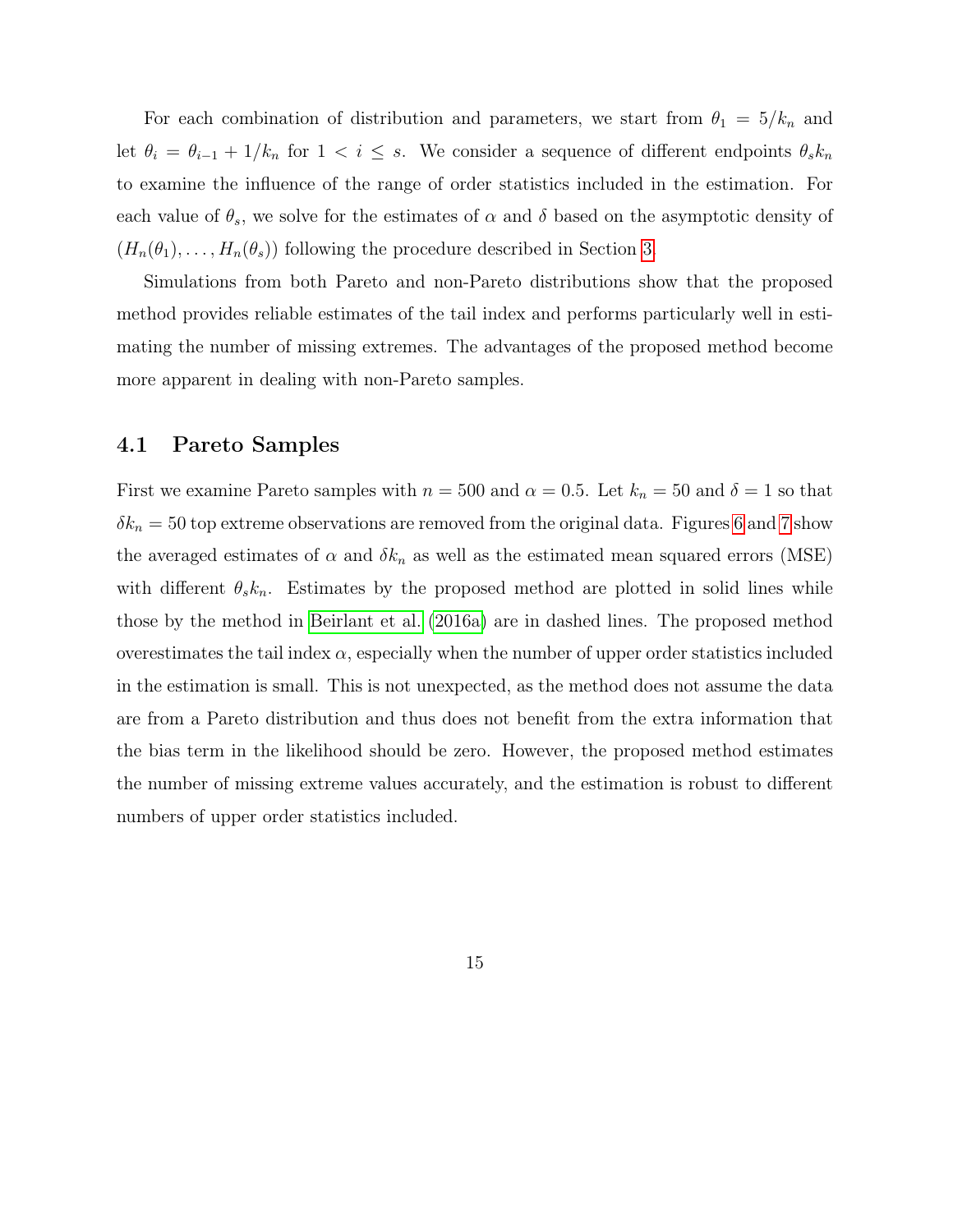For each combination of distribution and parameters, we start from $\theta_1 = 5/k_n$ and let $\theta_i = \theta_{i-1} + 1/k_n$ for $1 < i \leq s$. We consider a sequence of different endpoints $\theta_s k_n$ to examine the influence of the range of order statistics included in the estimation. For each value of $\theta_s$, we solve for the estimates of $\alpha$ and $\delta$ based on the asymptotic density of $(H_n(\theta_1), \ldots, H_n(\theta_s))$ following the procedure described in Section 3.

Simulations from both Pareto and non-Pareto distributions show that the proposed method provides reliable estimates of the tail index and performs particularly well in estimating the number of missing extremes. The advantages of the proposed method become more apparent in dealing with non-Pareto samples.

## 4.1 Pareto Samples

First we examine Pareto samples with $n = 500$ and $\alpha = 0.5$. Let $k_n = 50$ and $\delta = 1$ so that $\delta k_n = 50$ top extreme observations are removed from the original data. Figures 6 and 7 show the averaged estimates of $\alpha$ and $\delta k_n$ as well as the estimated mean squared errors (MSE) with different $\theta_s k_n$. Estimates by the proposed method are plotted in solid lines while those by the method in Beirlant et al. (2016a) are in dashed lines. The proposed method overestimates the tail index $\alpha$, especially when the number of upper order statistics included in the estimation is small. This is not unexpected, as the method does not assume the data are from a Pareto distribution and thus does not benefit from the extra information that the bias term in the likelihood should be zero. However, the proposed method estimates the number of missing extreme values accurately, and the estimation is robust to different numbers of upper order statistics included.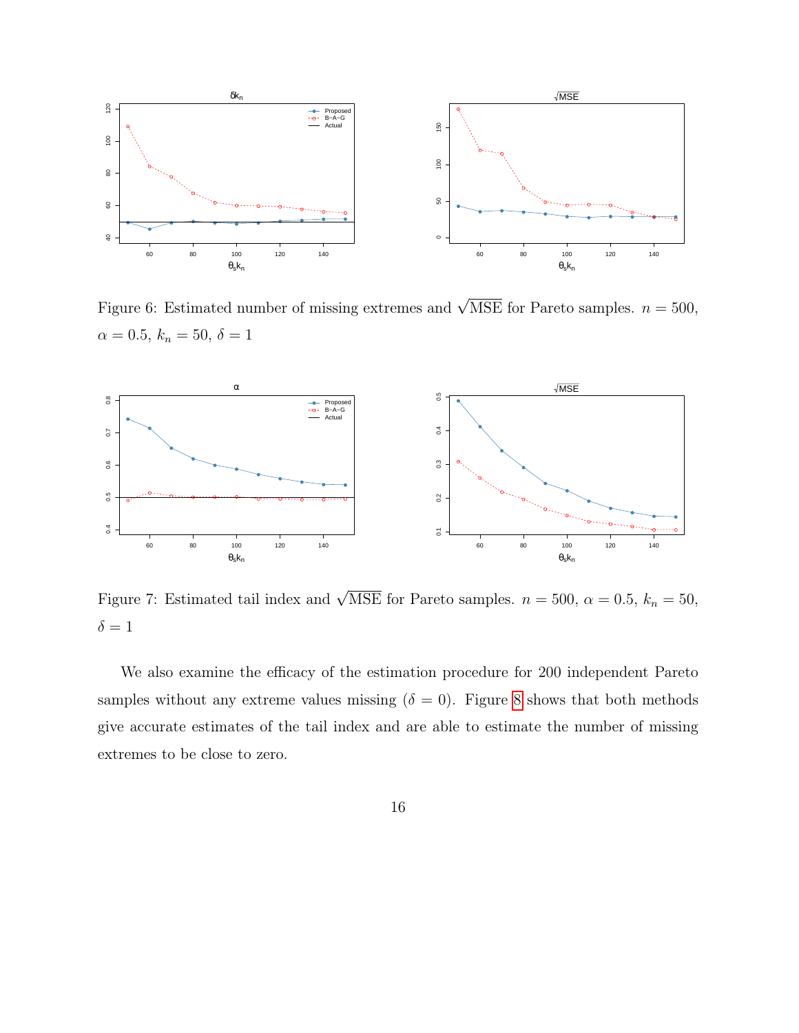Figure 6: Estimated number of missing extremes and $\sqrt{\text{MSE}}$ for Pareto samples. $n = 500$, $\alpha = 0.5$, $k_n = 50$, $\delta = 1$

Figure 7: Estimated tail index and $\sqrt{\text{MSE}}$ for Pareto samples. $n = 500$, $\alpha = 0.5$, $k_n = 50$, $\delta = 1$

We also examine the efficacy of the estimation procedure for 200 independent Pareto samples without any extreme values missing ($\delta = 0$). Figure 8 shows that both methods give accurate estimates of the tail index and are able to estimate the number of missing extremes to be close to zero.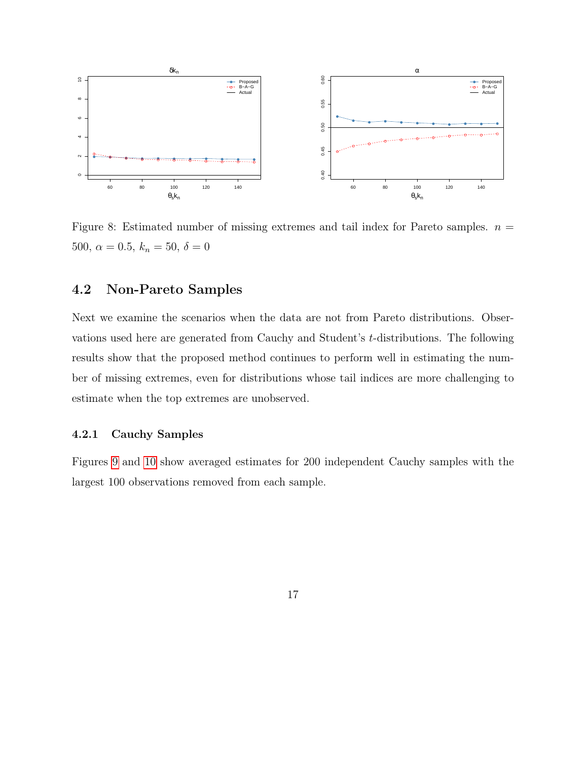Figure 8: Estimated number of missing extremes and tail index for Pareto samples. $n = 500$, $\alpha = 0.5$, $k_n = 50$, $\delta = 0$

## 4.2 Non-Pareto Samples

Next we examine the scenarios when the data are not from Pareto distributions. Observations used here are generated from Cauchy and Student's $t$-distributions. The following results show that the proposed method continues to perform well in estimating the number of missing extremes, even for distributions whose tail indices are more challenging to estimate when the top extremes are unobserved.

### 4.2.1 Cauchy Samples

Figures 9 and 10 show averaged estimates for 200 independent Cauchy samples with the largest 100 observations removed from each sample.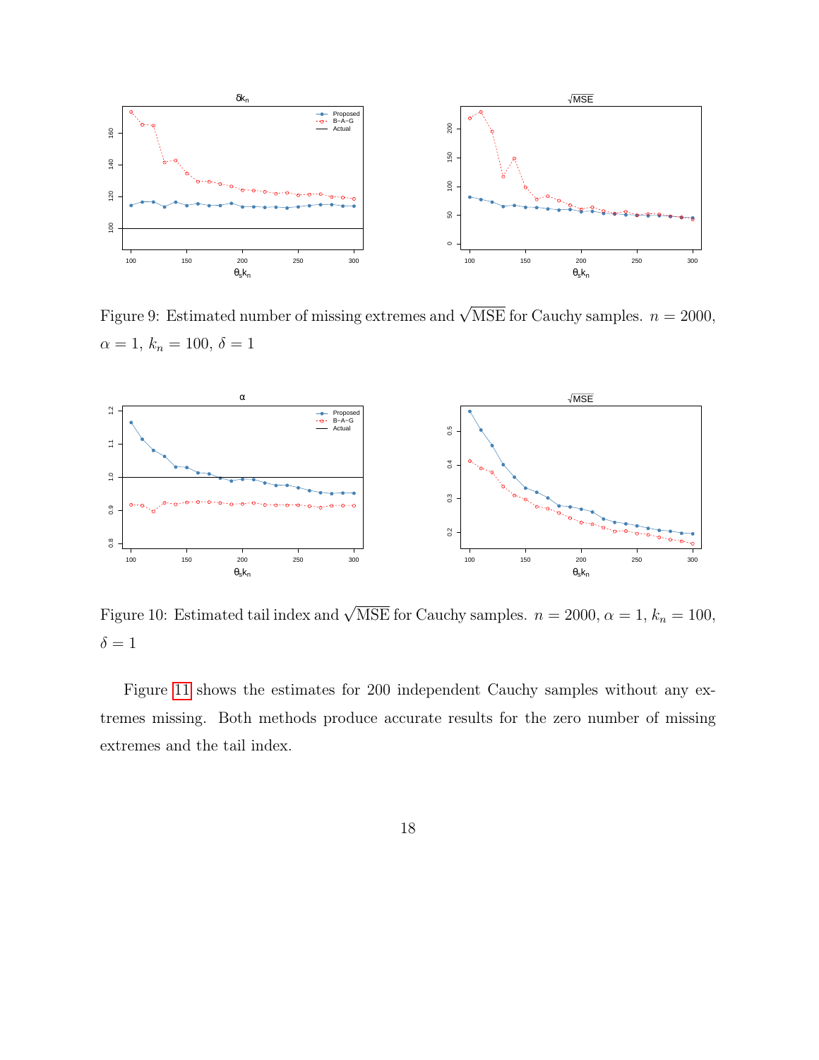Figure 9: Estimated number of missing extremes and $\sqrt{\text{MSE}}$ for Cauchy samples. $n = 2000$, $\alpha = 1$, $k_n = 100$, $\delta = 1$

Figure 10: Estimated tail index and $\sqrt{\text{MSE}}$ for Cauchy samples. $n = 2000$, $\alpha = 1$, $k_n = 100$, $\delta = 1$

Figure 11 shows the estimates for 200 independent Cauchy samples without any extremes missing. Both methods produce accurate results for the zero number of missing extremes and the tail index.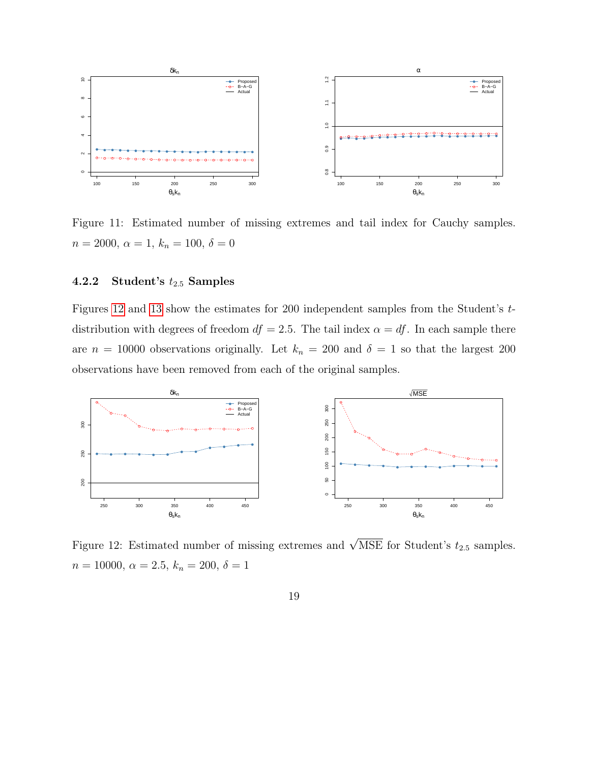Figure 11: Estimated number of missing extremes and tail index for Cauchy samples. $n = 2000$, $\alpha = 1$, $k_n = 100$, $\delta = 0$

#### 4.2.2 Student's $t_{2.5}$ Samples

Figures 12 and 13 show the estimates for 200 independent samples from the Student's $t$-distribution with degrees of freedom $df = 2.5$. The tail index $\alpha = df$. In each sample there are $n = 10000$ observations originally. Let $k_n = 200$ and $\delta = 1$ so that the largest 200 observations have been removed from each of the original samples.

Figure 12: Estimated number of missing extremes and $\sqrt{\text{MSE}}$ for Student's $t_{2.5}$ samples. $n = 10000$, $\alpha = 2.5$, $k_n = 200$, $\delta = 1$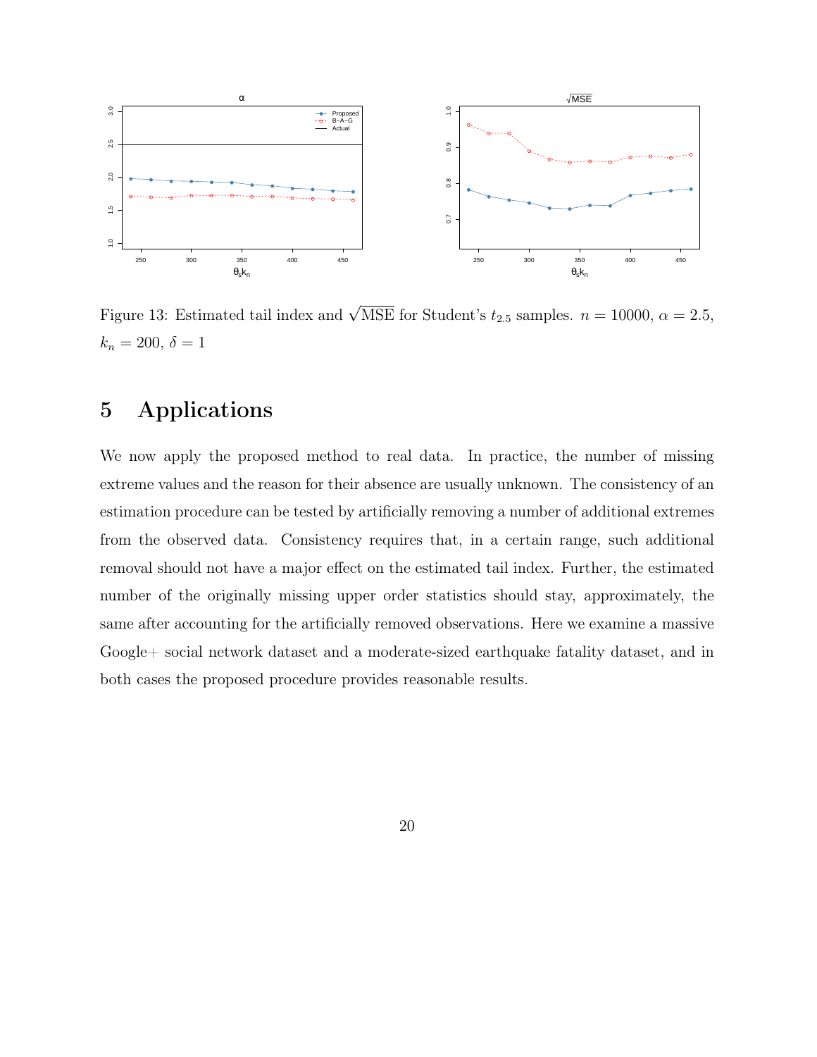Figure 13: Estimated tail index and $\sqrt{\text{MSE}}$ for Student's $t_{2.5}$ samples. $n = 10000$, $\alpha = 2.5$, $k_n = 200$, $\delta = 1$

# 5 Applications

We now apply the proposed method to real data. In practice, the number of missing extreme values and the reason for their absence are usually unknown. The consistency of an estimation procedure can be tested by artificially removing a number of additional extremes from the observed data. Consistency requires that, in a certain range, such additional removal should not have a major effect on the estimated tail index. Further, the estimated number of the originally missing upper order statistics should stay, approximately, the same after accounting for the artificially removed observations. Here we examine a massive Google+ social network dataset and a moderate-sized earthquake fatality dataset, and in both cases the proposed procedure provides reasonable results.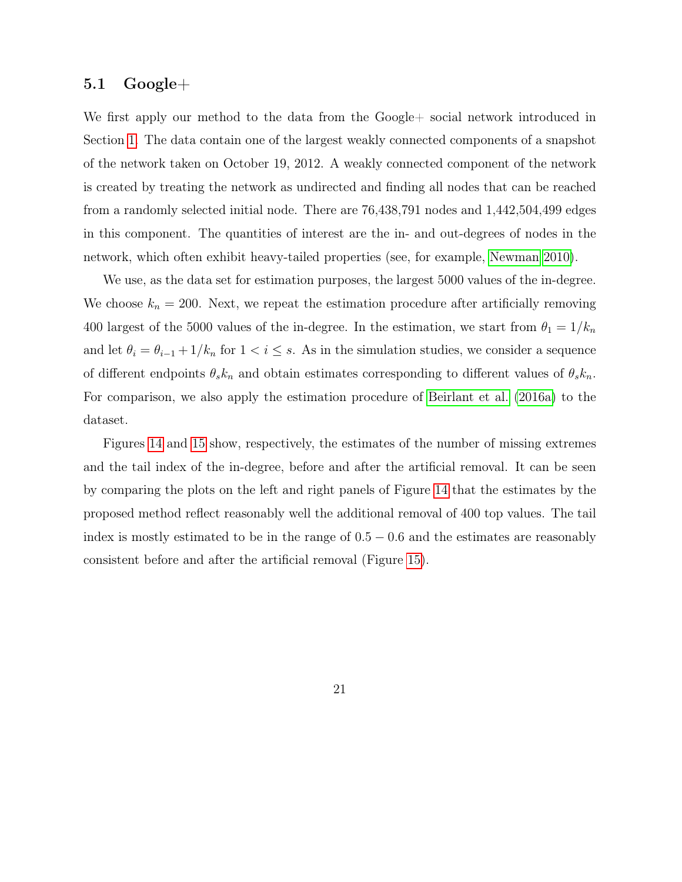### 5.1 Google+

We first apply our method to the data from the Google+ social network introduced in Section 1. The data contain one of the largest weakly connected components of a snapshot of the network taken on October 19, 2012. A weakly connected component of the network is created by treating the network as undirected and finding all nodes that can be reached from a randomly selected initial node. There are 76,438,791 nodes and 1,442,504,499 edges in this component. The quantities of interest are the in- and out-degrees of nodes in the network, which often exhibit heavy-tailed properties (see, for example, Newman 2010).

We use, as the data set for estimation purposes, the largest 5000 values of the in-degree. We choose $k_n = 200$. Next, we repeat the estimation procedure after artificially removing 400 largest of the 5000 values of the in-degree. In the estimation, we start from $\theta_1 = 1/k_n$ and let $\theta_i = \theta_{i-1} + 1/k_n$ for $1 < i \leq s$. As in the simulation studies, we consider a sequence of different endpoints $\theta_s k_n$ and obtain estimates corresponding to different values of $\theta_s k_n$. For comparison, we also apply the estimation procedure of Beirlant et al. (2016a) to the dataset.

Figures 14 and 15 show, respectively, the estimates of the number of missing extremes and the tail index of the in-degree, before and after the artificial removal. It can be seen by comparing the plots on the left and right panels of Figure 14 that the estimates by the proposed method reflect reasonably well the additional removal of 400 top values. The tail index is mostly estimated to be in the range of $0.5 - 0.6$ and the estimates are reasonably consistent before and after the artificial removal (Figure 15).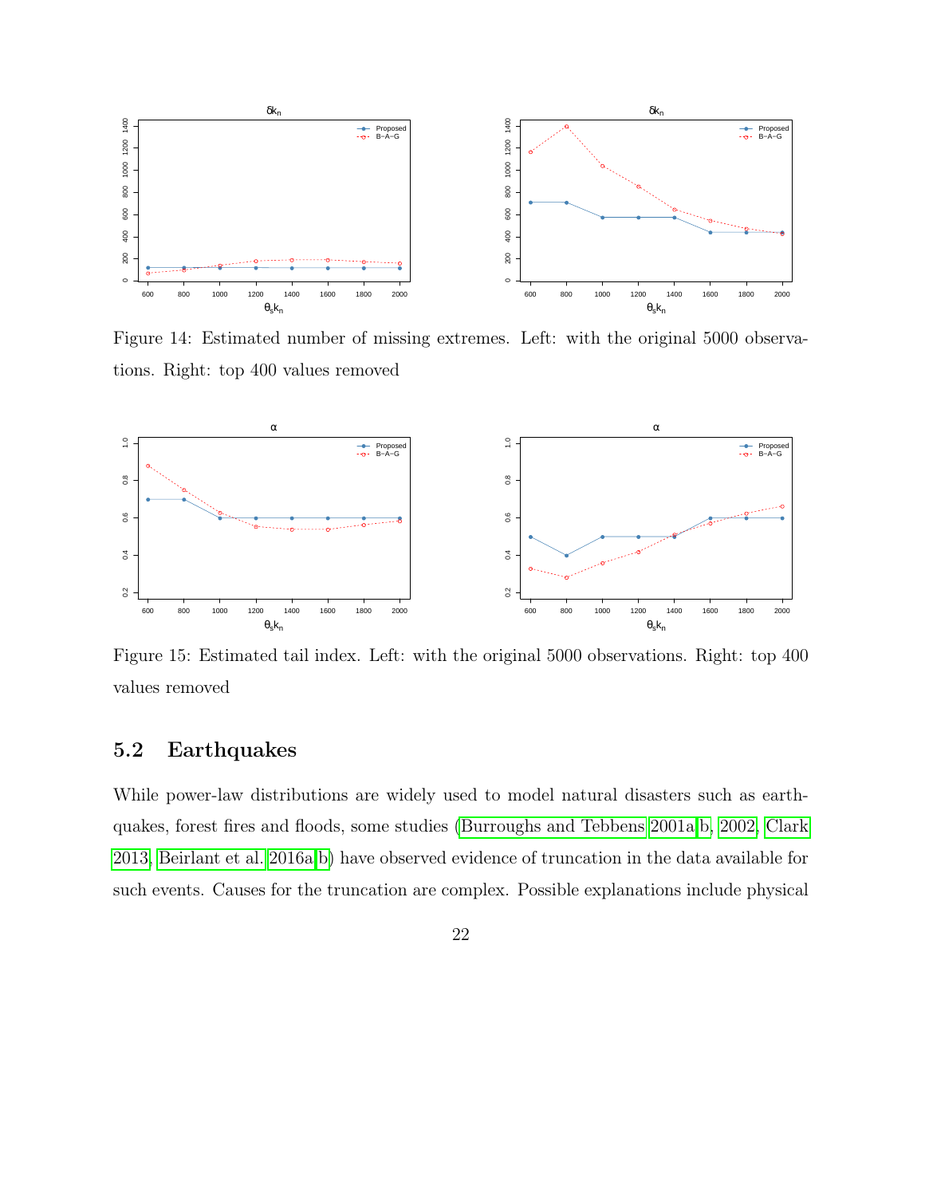Figure 14: Estimated number of missing extremes. Left: with the original 5000 observations. Right: top 400 values removed

Figure 15: Estimated tail index. Left: with the original 5000 observations. Right: top 400 values removed

## 5.2 Earthquakes

While power-law distributions are widely used to model natural disasters such as earthquakes, forest fires and floods, some studies (Burroughs and Tebbens 2001a,b, 2002, Clark 2013, Beirlant et al. 2016a,b) have observed evidence of truncation in the data available for such events. Causes for the truncation are complex. Possible explanations include physical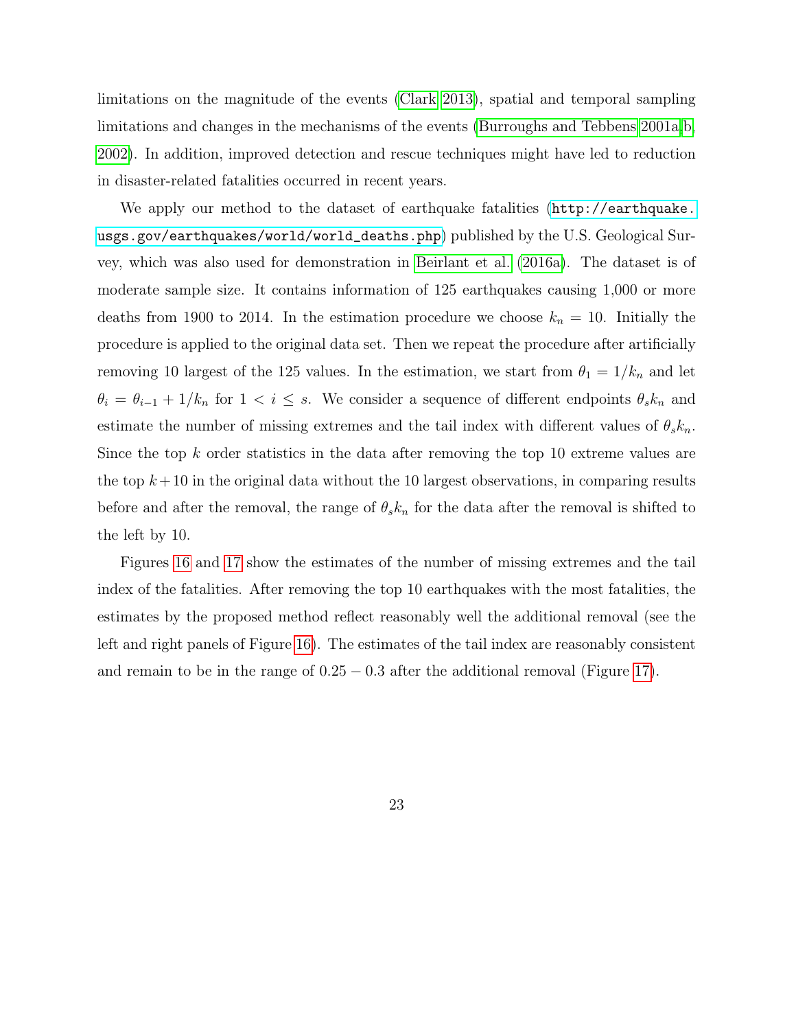limitations on the magnitude of the events (Clark 2013), spatial and temporal sampling limitations and changes in the mechanisms of the events (Burroughs and Tebbens 2001a,b, 2002). In addition, improved detection and rescue techniques might have led to reduction in disaster-related fatalities occurred in recent years.

We apply our method to the dataset of earthquake fatalities (`http://earthquake.usgs.gov/earthquakes/world/world_deaths.php`) published by the U.S. Geological Survey, which was also used for demonstration in Beirlant et al. (2016a). The dataset is of moderate sample size. It contains information of 125 earthquakes causing 1,000 or more deaths from 1900 to 2014. In the estimation procedure we choose $k_n = 10$. Initially the procedure is applied to the original data set. Then we repeat the procedure after artificially removing 10 largest of the 125 values. In the estimation, we start from $\theta_1 = 1/k_n$ and let $\theta_i = \theta_{i-1} + 1/k_n$ for $1 < i \leq s$. We consider a sequence of different endpoints $\theta_s k_n$ and estimate the number of missing extremes and the tail index with different values of $\theta_s k_n$. Since the top $k$ order statistics in the data after removing the top 10 extreme values are the top $k+10$ in the original data without the 10 largest observations, in comparing results before and after the removal, the range of $\theta_s k_n$ for the data after the removal is shifted to the left by 10.

Figures 16 and 17 show the estimates of the number of missing extremes and the tail index of the fatalities. After removing the top 10 earthquakes with the most fatalities, the estimates by the proposed method reflect reasonably well the additional removal (see the left and right panels of Figure 16). The estimates of the tail index are reasonably consistent and remain to be in the range of $0.25 - 0.3$ after the additional removal (Figure 17).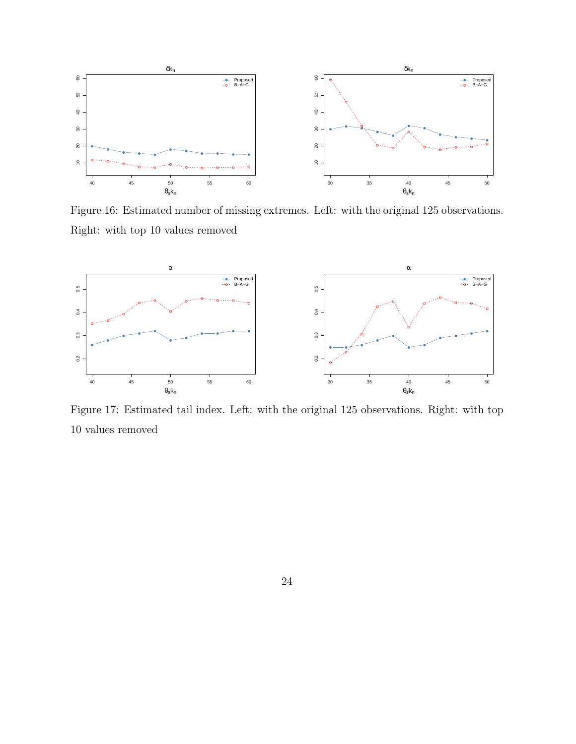Figure 16: Estimated number of missing extremes. Left: with the original 125 observations. Right: with top 10 values removed

Figure 17: Estimated tail index. Left: with the original 125 observations. Right: with top 10 values removed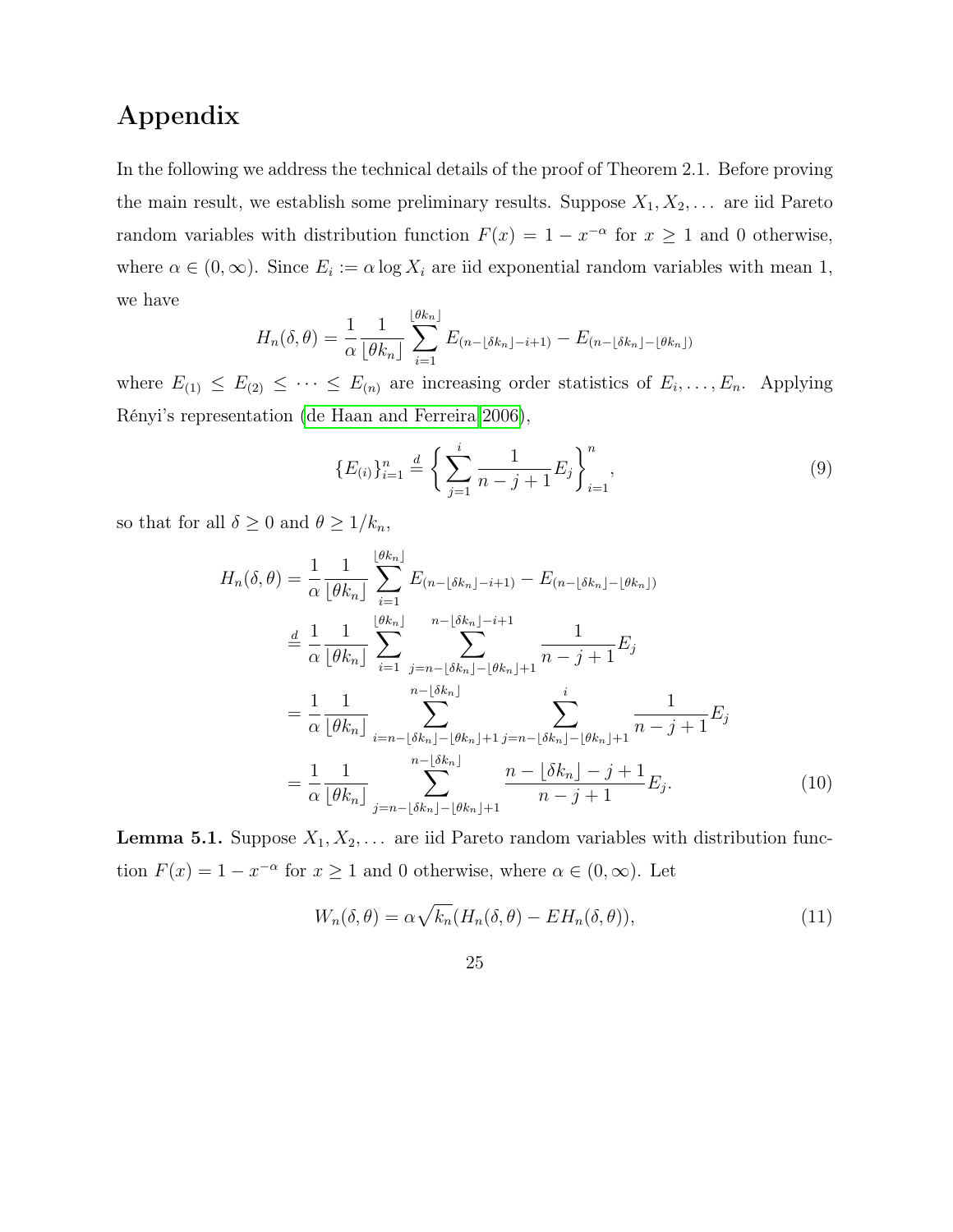# Appendix

In the following we address the technical details of the proof of Theorem 2.1. Before proving the main result, we establish some preliminary results. Suppose $X_1, X_2, \ldots$ are iid Pareto random variables with distribution function $F(x) = 1 - x^{-\alpha}$ for $x \geq 1$ and 0 otherwise, where $\alpha \in (0, \infty)$. Since $E_i := \alpha \log X_i$ are iid exponential random variables with mean 1, we have

$$H_n(\delta, \theta) = \frac{1}{\alpha} \frac{1}{\lfloor \theta k_n \rfloor} \sum_{i=1}^{\lfloor \theta k_n \rfloor} E_{(n - \lfloor \delta k_n \rfloor - i + 1)} - E_{(n - \lfloor \delta k_n \rfloor - \lfloor \theta k_n \rfloor)}$$

where $E_{(1)} \leq E_{(2)} \leq \cdots \leq E_{(n)}$ are increasing order statistics of $E_i, \ldots, E_n$. Applying Rényi's representation (de Haan and Ferreira 2006),

$$\{E_{(i)}\}_{i=1}^{n} \stackrel{d}{=} \left\{ \sum_{j=1}^{i} \frac{1}{n-j+1} E_j \right\}_{i=1}^{n}, \tag{9}$$

so that for all $\delta \geq 0$ and $\theta \geq 1/k_n$,

$$\begin{aligned}
H_n(\delta, \theta) &= \frac{1}{\alpha} \frac{1}{\lfloor \theta k_n \rfloor} \sum_{i=1}^{\lfloor \theta k_n \rfloor} E_{(n - \lfloor \delta k_n \rfloor - i + 1)} - E_{(n - \lfloor \delta k_n \rfloor - \lfloor \theta k_n \rfloor)} \\
&\stackrel{d}{=} \frac{1}{\alpha} \frac{1}{\lfloor \theta k_n \rfloor} \sum_{i=1}^{\lfloor \theta k_n \rfloor} \sum_{j=n-\lfloor \delta k_n \rfloor - \lfloor \theta k_n \rfloor + 1}^{n - \lfloor \delta k_n \rfloor - i + 1} \frac{1}{n-j+1} E_j \\
&= \frac{1}{\alpha} \frac{1}{\lfloor \theta k_n \rfloor} \sum_{i=n-\lfloor \delta k_n \rfloor - \lfloor \theta k_n \rfloor + 1}^{n - \lfloor \delta k_n \rfloor} \sum_{j=n-\lfloor \delta k_n \rfloor - \lfloor \theta k_n \rfloor + 1}^{i} \frac{1}{n-j+1} E_j \\
&= \frac{1}{\alpha} \frac{1}{\lfloor \theta k_n \rfloor} \sum_{j=n-\lfloor \delta k_n \rfloor - \lfloor \theta k_n \rfloor + 1}^{n - \lfloor \delta k_n \rfloor} \frac{n - \lfloor \delta k_n \rfloor - j + 1}{n-j+1} E_j.
\end{aligned} \tag{10}$$

**Lemma 5.1.** Suppose $X_1, X_2, \ldots$ are iid Pareto random variables with distribution function $F(x) = 1 - x^{-\alpha}$ for $x \geq 1$ and 0 otherwise, where $\alpha \in (0, \infty)$. Let

$$W_n(\delta, \theta) = \alpha \sqrt{k_n} (H_n(\delta, \theta) - EH_n(\delta, \theta)), \tag{11}$$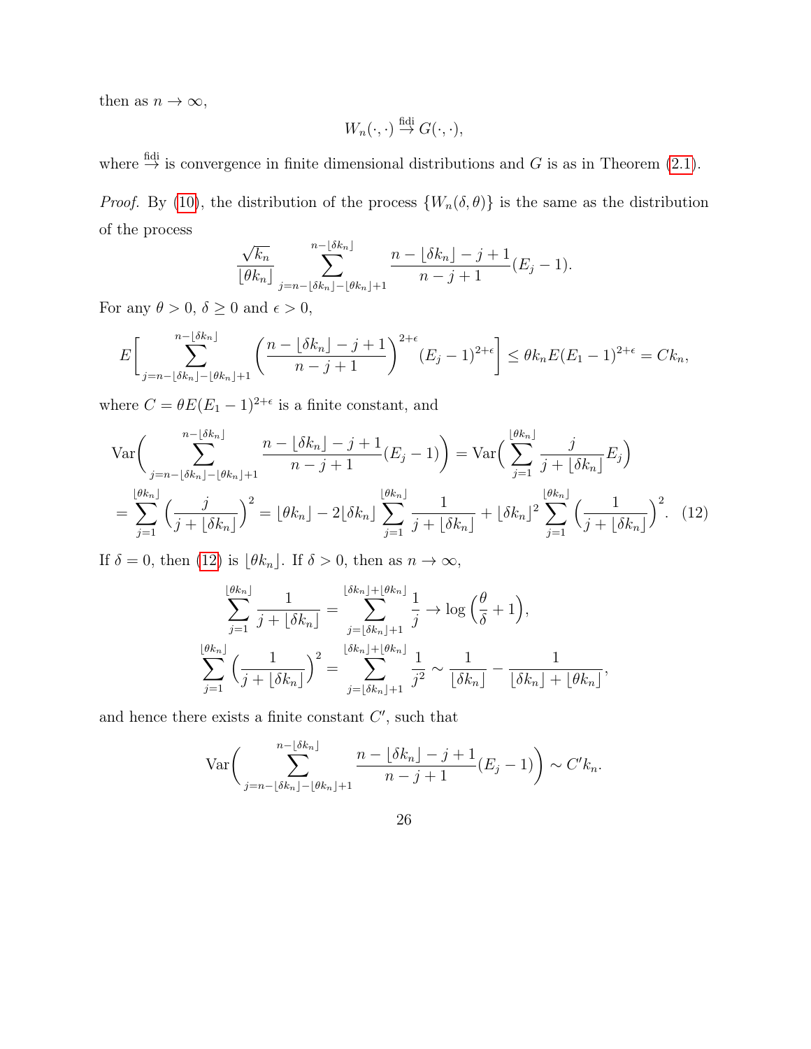then as $n \to \infty$,

$$W_n(\cdot,\cdot) \stackrel{\text{fidi}}{\to} G(\cdot,\cdot),$$

where $\stackrel{\text{fidi}}{\to}$ is convergence in finite dimensional distributions and $G$ is as in Theorem (2.1).

*Proof.* By (10), the distribution of the process $\{W_n(\delta,\theta)\}$ is the same as the distribution of the process

$$\frac{\sqrt{k_n}}{\lfloor \theta k_n \rfloor} \sum_{j=n-\lfloor \delta k_n \rfloor - \lfloor \theta k_n \rfloor + 1}^{n-\lfloor \delta k_n \rfloor} \frac{n-\lfloor \delta k_n \rfloor - j + 1}{n-j+1}(E_j - 1).$$

For any $\theta > 0$, $\delta \geq 0$ and $\epsilon > 0$,

$$E\Big[ \sum_{j=n-\lfloor \delta k_n \rfloor - \lfloor \theta k_n \rfloor + 1}^{n-\lfloor \delta k_n \rfloor} \Big( \frac{n-\lfloor \delta k_n \rfloor - j + 1}{n-j+1} \Big)^{2+\epsilon} (E_j - 1)^{2+\epsilon} \Big] \leq \theta k_n E(E_1 - 1)^{2+\epsilon} = C k_n,$$

where $C = \theta E(E_1-1)^{2+\epsilon}$ is a finite constant, and

$$\text{Var}\Big( \sum_{j=n-\lfloor \delta k_n \rfloor - \lfloor \theta k_n \rfloor + 1}^{n-\lfloor \delta k_n \rfloor} \frac{n-\lfloor \delta k_n \rfloor - j + 1}{n-j+1}(E_j - 1) \Big) = \text{Var}\Big( \sum_{j=1}^{\lfloor \theta k_n \rfloor} \frac{j}{j + \lfloor \delta k_n \rfloor} E_j \Big)$$

$$= \sum_{j=1}^{\lfloor \theta k_n \rfloor} \Big( \frac{j}{j+\lfloor \delta k_n \rfloor} \Big)^2 = \lfloor \theta k_n \rfloor - 2 \lfloor \delta k_n \rfloor \sum_{j=1}^{\lfloor \theta k_n \rfloor} \frac{1}{j + \lfloor \delta k_n \rfloor} + \lfloor \delta k_n \rfloor^2 \sum_{j=1}^{\lfloor \theta k_n \rfloor} \Big( \frac{1}{j + \lfloor \delta k_n \rfloor} \Big)^2. \quad (12)$$

If $\delta = 0$, then (12) is $\lfloor \theta k_n \rfloor$. If $\delta > 0$, then as $n \to \infty$,

$$\sum_{j=1}^{\lfloor \theta k_n \rfloor} \frac{1}{j + \lfloor \delta k_n \rfloor} = \sum_{j=\lfloor \delta k_n \rfloor + 1}^{\lfloor \delta k_n \rfloor + \lfloor \theta k_n \rfloor} \frac{1}{j} \to \log\Big( \frac{\theta}{\delta} + 1 \Big),$$

$$\sum_{j=1}^{\lfloor \theta k_n \rfloor} \Big( \frac{1}{j + \lfloor \delta k_n \rfloor} \Big)^2 = \sum_{j=\lfloor \delta k_n \rfloor + 1}^{\lfloor \delta k_n \rfloor + \lfloor \theta k_n \rfloor} \frac{1}{j^2} \sim \frac{1}{\lfloor \delta k_n \rfloor} - \frac{1}{\lfloor \delta k_n \rfloor + \lfloor \theta k_n \rfloor},$$

and hence there exists a finite constant $C'$, such that

$$\text{Var}\Big( \sum_{j=n-\lfloor \delta k_n \rfloor - \lfloor \theta k_n \rfloor + 1}^{n-\lfloor \delta k_n \rfloor} \frac{n-\lfloor \delta k_n \rfloor - j + 1}{n-j+1}(E_j - 1) \Big) \sim C' k_n.$$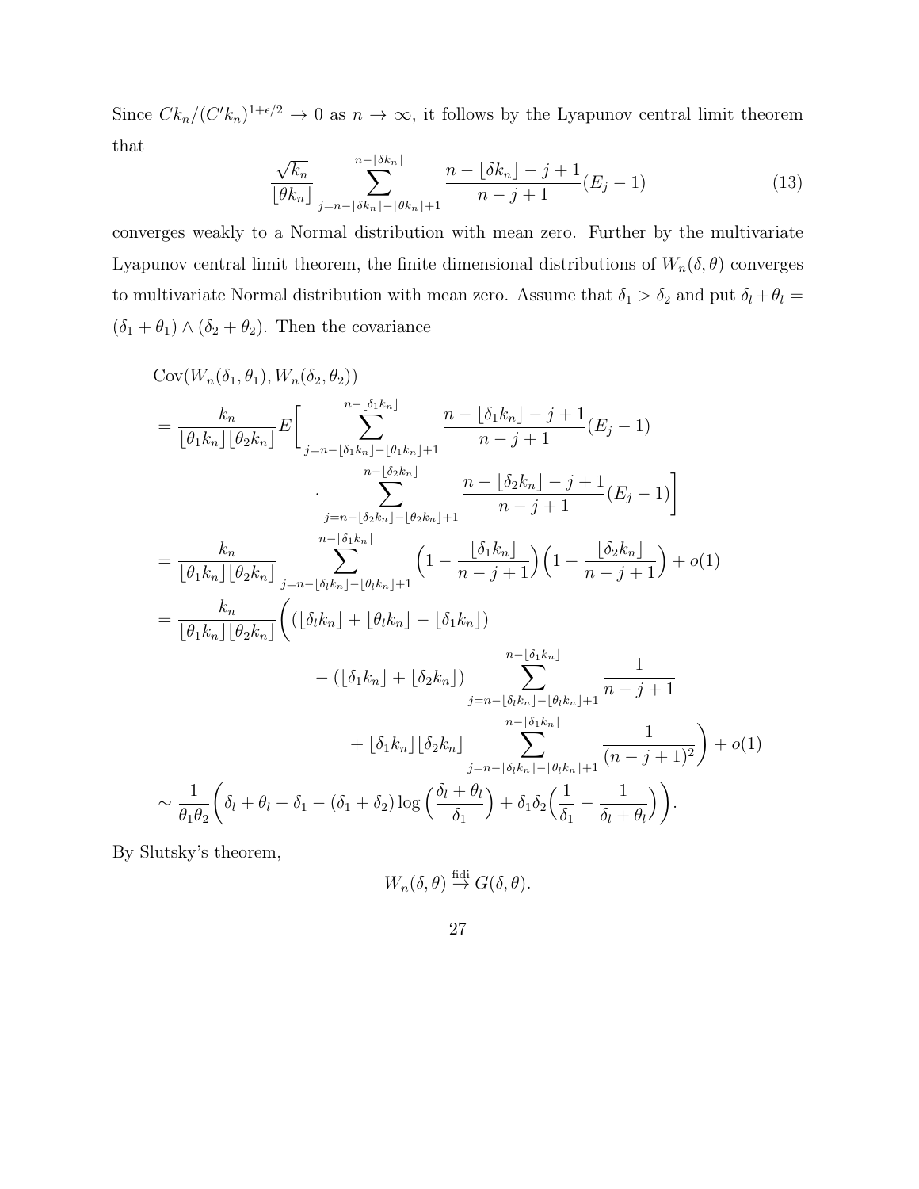Since $Ck_n/(C'k_n)^{1+\epsilon/2} \to 0$ as $n \to \infty$, it follows by the Lyapunov central limit theorem that

$$\frac{\sqrt{k_n}}{\lfloor \theta k_n \rfloor} \sum_{j=n-\lfloor \delta k_n \rfloor - \lfloor \theta k_n \rfloor + 1}^{n-\lfloor \delta k_n \rfloor} \frac{n - \lfloor \delta k_n \rfloor - j + 1}{n - j + 1}(E_j - 1) \tag{13}$$

converges weakly to a Normal distribution with mean zero. Further by the multivariate Lyapunov central limit theorem, the finite dimensional distributions of $W_n(\delta, \theta)$ converges to multivariate Normal distribution with mean zero. Assume that $\delta_1 > \delta_2$ and put $\delta_l + \theta_l = (\delta_1 + \theta_1) \wedge (\delta_2 + \theta_2)$. Then the covariance

$$\begin{aligned}
&\operatorname{Cov}(W_n(\delta_1, \theta_1), W_n(\delta_2, \theta_2)) \\
&= \frac{k_n}{\lfloor \theta_1 k_n \rfloor \lfloor \theta_2 k_n \rfloor} E\Bigg[ \sum_{j=n-\lfloor \delta_1 k_n \rfloor - \lfloor \theta_1 k_n \rfloor + 1}^{n-\lfloor \delta_1 k_n \rfloor} \frac{n - \lfloor \delta_1 k_n \rfloor - j + 1}{n - j + 1}(E_j - 1) \\
&\qquad\qquad \cdot \sum_{j=n-\lfloor \delta_2 k_n \rfloor - \lfloor \theta_2 k_n \rfloor + 1}^{n-\lfloor \delta_2 k_n \rfloor} \frac{n - \lfloor \delta_2 k_n \rfloor - j + 1}{n - j + 1}(E_j - 1) \Bigg] \\
&= \frac{k_n}{\lfloor \theta_1 k_n \rfloor \lfloor \theta_2 k_n \rfloor} \sum_{j=n-\lfloor \delta_l k_n \rfloor - \lfloor \theta_l k_n \rfloor + 1}^{n-\lfloor \delta_1 k_n \rfloor} \Big(1 - \frac{\lfloor \delta_1 k_n \rfloor}{n - j + 1}\Big)\Big(1 - \frac{\lfloor \delta_2 k_n \rfloor}{n - j + 1}\Big) + o(1) \\
&= \frac{k_n}{\lfloor \theta_1 k_n \rfloor \lfloor \theta_2 k_n \rfloor} \Bigg( (\lfloor \delta_l k_n \rfloor + \lfloor \theta_l k_n \rfloor - \lfloor \delta_1 k_n \rfloor) \\
&\qquad - (\lfloor \delta_1 k_n \rfloor + \lfloor \delta_2 k_n \rfloor) \sum_{j=n-\lfloor \delta_l k_n \rfloor - \lfloor \theta_l k_n \rfloor + 1}^{n-\lfloor \delta_1 k_n \rfloor} \frac{1}{n - j + 1} \\
&\qquad + \lfloor \delta_1 k_n \rfloor \lfloor \delta_2 k_n \rfloor \sum_{j=n-\lfloor \delta_l k_n \rfloor - \lfloor \theta_l k_n \rfloor + 1}^{n-\lfloor \delta_1 k_n \rfloor} \frac{1}{(n - j + 1)^2} \Bigg) + o(1) \\
&\sim \frac{1}{\theta_1 \theta_2} \Bigg( \delta_l + \theta_l - \delta_1 - (\delta_1 + \delta_2) \log\Big(\frac{\delta_l + \theta_l}{\delta_1}\Big) + \delta_1 \delta_2 \Big(\frac{1}{\delta_1} - \frac{1}{\delta_l + \theta_l}\Big) \Bigg).
\end{aligned}$$

By Slutsky's theorem,

$$W_n(\delta, \theta) \overset{\text{fidi}}{\to} G(\delta, \theta).$$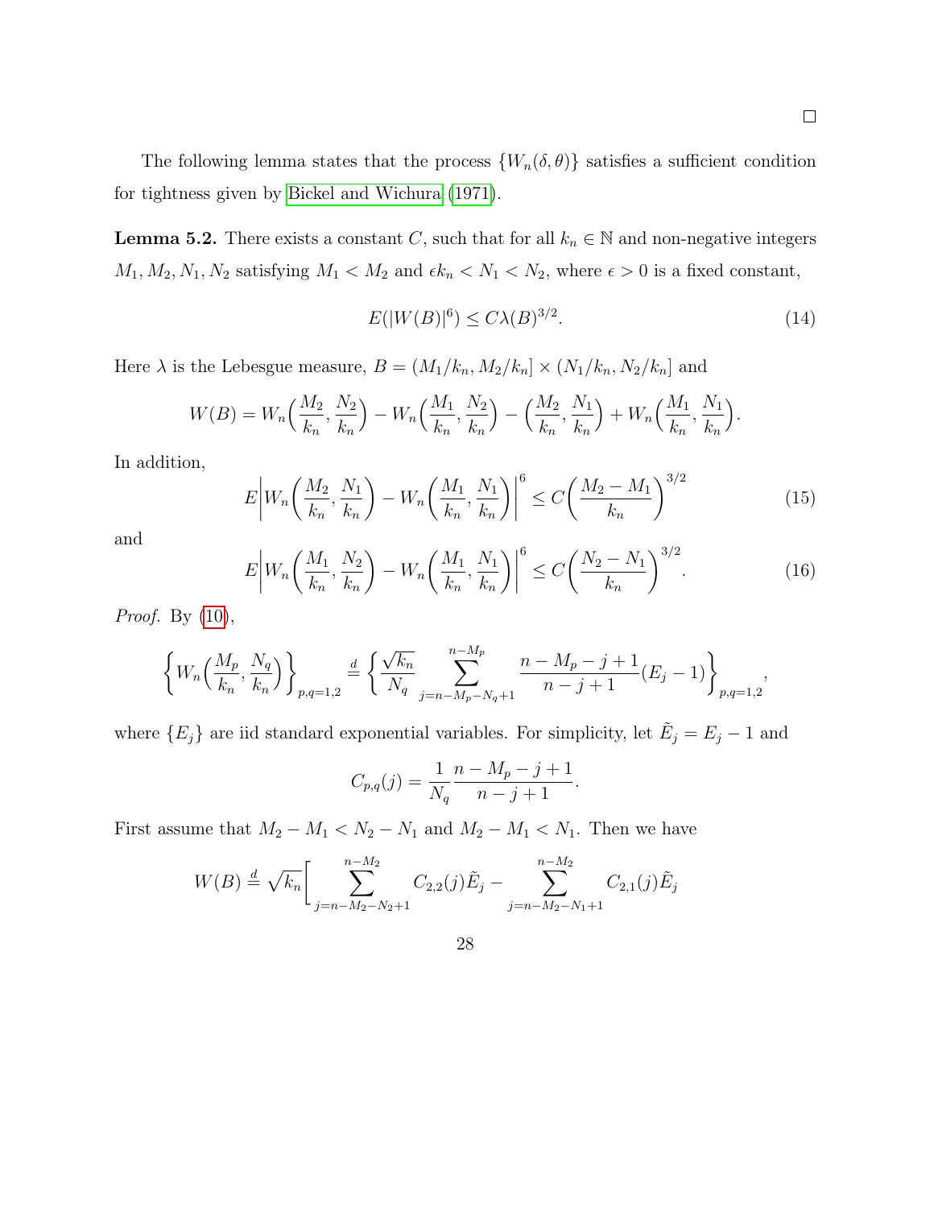□

The following lemma states that the process $\{W_n(\delta, \theta)\}$ satisfies a sufficient condition for tightness given by Bickel and Wichura (1971).

**Lemma 5.2.** There exists a constant $C$, such that for all $k_n \in \mathbb{N}$ and non-negative integers $M_1, M_2, N_1, N_2$ satisfying $M_1 < M_2$ and $\epsilon k_n < N_1 < N_2$, where $\epsilon > 0$ is a fixed constant,

$$E(|W(B)|^6) \leq C\lambda(B)^{3/2}. \tag{14}$$

Here $\lambda$ is the Lebesgue measure, $B = (M_1/k_n, M_2/k_n] \times (N_1/k_n, N_2/k_n]$ and

$$W(B) = W_n\Big(\frac{M_2}{k_n}, \frac{N_2}{k_n}\Big) - W_n\Big(\frac{M_1}{k_n}, \frac{N_2}{k_n}\Big) - \Big(\frac{M_2}{k_n}, \frac{N_1}{k_n}\Big) + W_n\Big(\frac{M_1}{k_n}, \frac{N_1}{k_n}\Big).$$

In addition,

$$E\bigg|W_n\Big(\frac{M_2}{k_n}, \frac{N_1}{k_n}\Big) - W_n\Big(\frac{M_1}{k_n}, \frac{N_1}{k_n}\Big)\bigg|^6 \leq C\Big(\frac{M_2 - M_1}{k_n}\Big)^{3/2} \tag{15}$$

and

$$E\bigg|W_n\Big(\frac{M_1}{k_n}, \frac{N_2}{k_n}\Big) - W_n\Big(\frac{M_1}{k_n}, \frac{N_1}{k_n}\Big)\bigg|^6 \leq C\Big(\frac{N_2 - N_1}{k_n}\Big)^{3/2}. \tag{16}$$

*Proof.* By (10),

$$\bigg\{W_n\Big(\frac{M_p}{k_n}, \frac{N_q}{k_n}\Big)\bigg\}_{p,q=1,2} \stackrel{d}{=} \bigg\{\frac{\sqrt{k_n}}{N_q} \sum_{j=n-M_p-N_q+1}^{n-M_p} \frac{n - M_p - j + 1}{n - j + 1}(E_j - 1)\bigg\}_{p,q=1,2},$$

where $\{E_j\}$ are iid standard exponential variables. For simplicity, let $\tilde{E}_j = E_j - 1$ and

$$C_{p,q}(j) = \frac{1}{N_q}\frac{n - M_p - j + 1}{n - j + 1}.$$

First assume that $M_2 - M_1 < N_2 - N_1$ and $M_2 - M_1 < N_1$. Then we have

$$W(B) \stackrel{d}{=} \sqrt{k_n}\bigg[\sum_{j=n-M_2-N_2+1}^{n-M_2} C_{2,2}(j)\tilde{E}_j - \sum_{j=n-M_2-N_1+1}^{n-M_2} C_{2,1}(j)\tilde{E}_j$$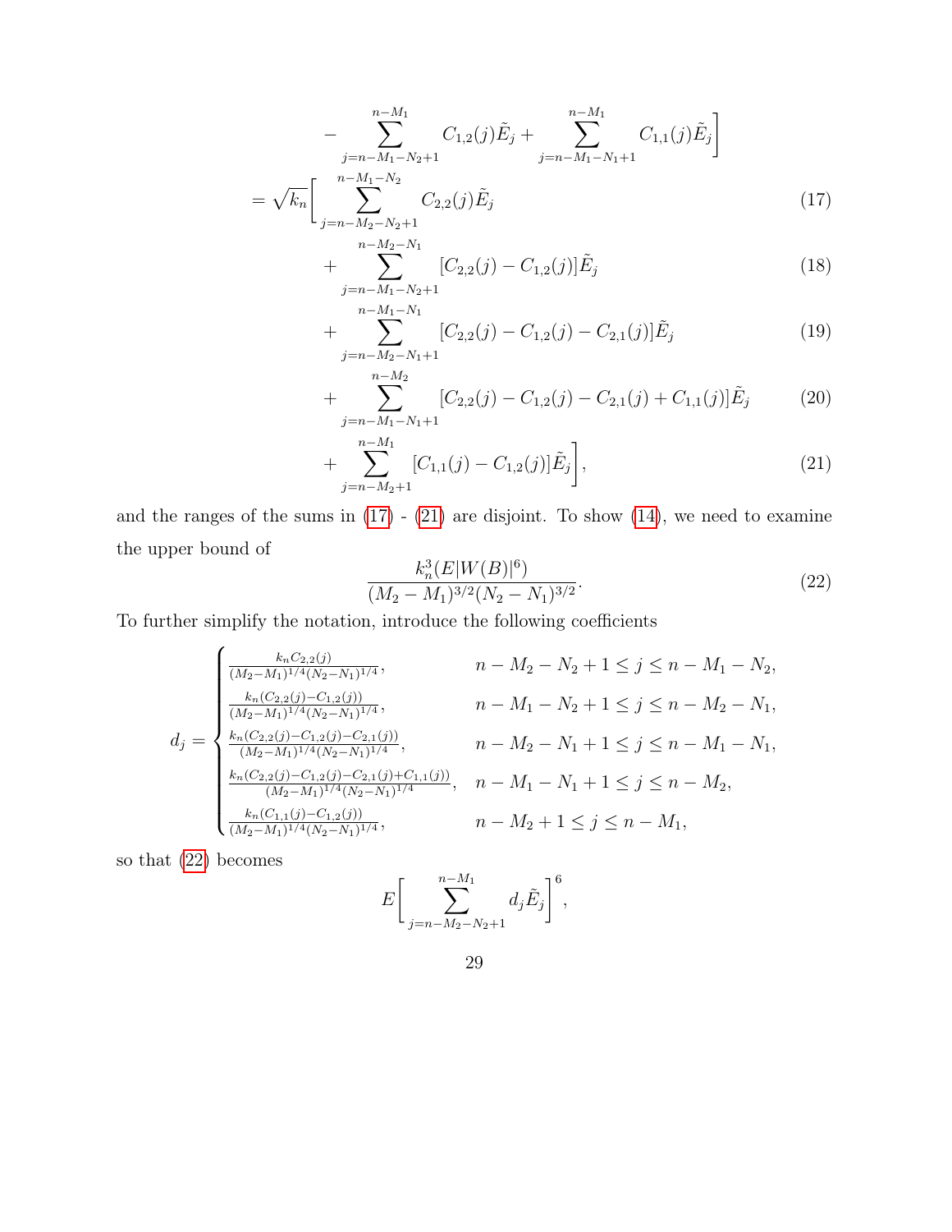$$
\begin{aligned}
&\quad - \sum_{j=n-M_1-N_2+1}^{n-M_1} C_{1,2}(j)\tilde{E}_j + \sum_{j=n-M_1-N_1+1}^{n-M_1} C_{1,1}(j)\tilde{E}_j \Bigg] \\
&= \sqrt{k_n}\Bigg[ \sum_{j=n-M_2-N_2+1}^{n-M_1-N_2} C_{2,2}(j)\tilde{E}_j && (17) \\
&\quad + \sum_{j=n-M_1-N_2+1}^{n-M_2-N_1} [C_{2,2}(j) - C_{1,2}(j)]\tilde{E}_j && (18) \\
&\quad + \sum_{j=n-M_2-N_1+1}^{n-M_1-N_1} [C_{2,2}(j) - C_{1,2}(j) - C_{2,1}(j)]\tilde{E}_j && (19) \\
&\quad + \sum_{j=n-M_1-N_1+1}^{n-M_2} [C_{2,2}(j) - C_{1,2}(j) - C_{2,1}(j) + C_{1,1}(j)]\tilde{E}_j && (20) \\
&\quad + \sum_{j=n-M_2+1}^{n-M_1} [C_{1,1}(j) - C_{1,2}(j)]\tilde{E}_j \Bigg], && (21)
\end{aligned}
$$

and the ranges of the sums in (17) - (21) are disjoint. To show (14), we need to examine the upper bound of

$$
\frac{k_n^3 (E|W(B)|^6)}{(M_2 - M_1)^{3/2}(N_2 - N_1)^{3/2}}. \tag{22}
$$

To further simplify the notation, introduce the following coefficients

$$
d_j = \begin{cases}
\frac{k_n C_{2,2}(j)}{(M_2-M_1)^{1/4}(N_2-N_1)^{1/4}}, & n - M_2 - N_2 + 1 \le j \le n - M_1 - N_2, \\
\frac{k_n (C_{2,2}(j) - C_{1,2}(j))}{(M_2-M_1)^{1/4}(N_2-N_1)^{1/4}}, & n - M_1 - N_2 + 1 \le j \le n - M_2 - N_1, \\
\frac{k_n (C_{2,2}(j) - C_{1,2}(j) - C_{2,1}(j))}{(M_2-M_1)^{1/4}(N_2-N_1)^{1/4}}, & n - M_2 - N_1 + 1 \le j \le n - M_1 - N_1, \\
\frac{k_n (C_{2,2}(j) - C_{1,2}(j) - C_{2,1}(j) + C_{1,1}(j))}{(M_2-M_1)^{1/4}(N_2-N_1)^{1/4}}, & n - M_1 - N_1 + 1 \le j \le n - M_2, \\
\frac{k_n (C_{1,1}(j) - C_{1,2}(j))}{(M_2-M_1)^{1/4}(N_2-N_1)^{1/4}}, & n - M_2 + 1 \le j \le n - M_1,
\end{cases}
$$

so that (22) becomes

$$
E\Bigg[ \sum_{j=n-M_2-N_2+1}^{n-M_1} d_j \tilde{E}_j \Bigg]^6,
$$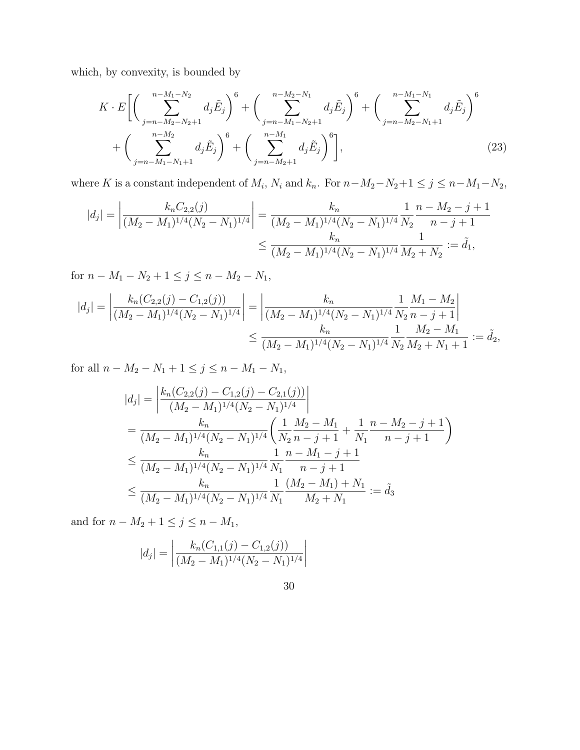which, by convexity, is bounded by

$$
K \cdot E\bigg[\bigg(\sum_{j=n-M_2-N_2+1}^{n-M_1-N_2} d_j \tilde{E}_j\bigg)^6 + \bigg(\sum_{j=n-M_1-N_2+1}^{n-M_2-N_1} d_j \tilde{E}_j\bigg)^6 + \bigg(\sum_{j=n-M_2-N_1+1}^{n-M_1-N_1} d_j \tilde{E}_j\bigg)^6 + \bigg(\sum_{j=n-M_1-N_1+1}^{n-M_2} d_j \tilde{E}_j\bigg)^6 + \bigg(\sum_{j=n-M_2+1}^{n-M_1} d_j \tilde{E}_j\bigg)^6\bigg], \tag{23}
$$

where $K$ is a constant independent of $M_i$, $N_i$ and $k_n$. For $n-M_2-N_2+1 \leq j \leq n-M_1-N_2$,

$$
\begin{aligned}
|d_j| = \left|\frac{k_n C_{2,2}(j)}{(M_2-M_1)^{1/4}(N_2-N_1)^{1/4}}\right| &= \frac{k_n}{(M_2-M_1)^{1/4}(N_2-N_1)^{1/4}} \frac{1}{N_2} \frac{n-M_2-j+1}{n-j+1} \\
&\leq \frac{k_n}{(M_2-M_1)^{1/4}(N_2-N_1)^{1/4}} \frac{1}{M_2+N_2} := \tilde{d}_1,
\end{aligned}
$$

for $n-M_1-N_2+1 \leq j \leq n-M_2-N_1$,

$$
\begin{aligned}
|d_j| = \left|\frac{k_n (C_{2,2}(j) - C_{1,2}(j))}{(M_2-M_1)^{1/4}(N_2-N_1)^{1/4}}\right| &= \left|\frac{k_n}{(M_2-M_1)^{1/4}(N_2-N_1)^{1/4}} \frac{1}{N_2} \frac{M_1-M_2}{n-j+1}\right| \\
&\leq \frac{k_n}{(M_2-M_1)^{1/4}(N_2-N_1)^{1/4}} \frac{1}{N_2} \frac{M_2-M_1}{M_2+N_1+1} := \tilde{d}_2,
\end{aligned}
$$

for all $n-M_2-N_1+1 \leq j \leq n-M_1-N_1$,

$$
\begin{aligned}
|d_j| &= \left|\frac{k_n (C_{2,2}(j) - C_{1,2}(j) - C_{2,1}(j))}{(M_2-M_1)^{1/4}(N_2-N_1)^{1/4}}\right| \\
&= \frac{k_n}{(M_2-M_1)^{1/4}(N_2-N_1)^{1/4}} \left(\frac{1}{N_2} \frac{M_2-M_1}{n-j+1} + \frac{1}{N_1} \frac{n-M_2-j+1}{n-j+1}\right) \\
&\leq \frac{k_n}{(M_2-M_1)^{1/4}(N_2-N_1)^{1/4}} \frac{1}{N_1} \frac{n-M_1-j+1}{n-j+1} \\
&\leq \frac{k_n}{(M_2-M_1)^{1/4}(N_2-N_1)^{1/4}} \frac{1}{N_1} \frac{(M_2-M_1)+N_1}{M_2+N_1} := \tilde{d}_3
\end{aligned}
$$

and for $n-M_2+1 \leq j \leq n-M_1$,

$$
|d_j| = \left|\frac{k_n (C_{1,1}(j) - C_{1,2}(j))}{(M_2-M_1)^{1/4}(N_2-N_1)^{1/4}}\right|
$$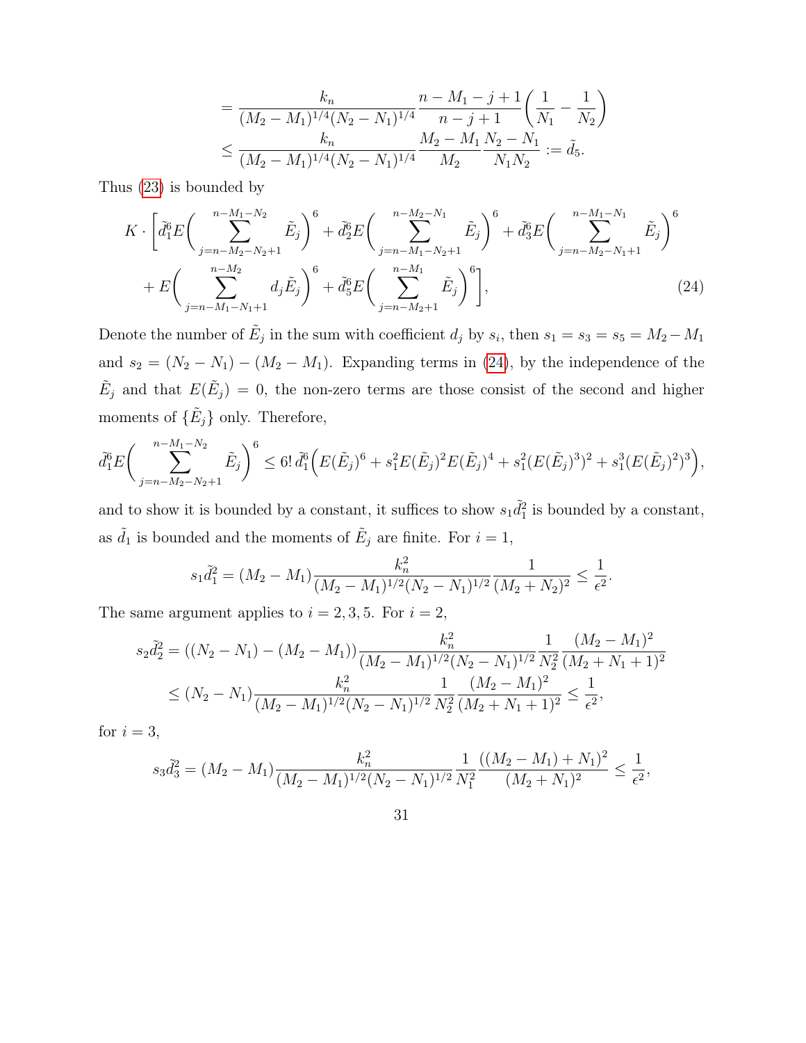$$
\begin{aligned}
&= \frac{k_n}{(M_2-M_1)^{1/4}(N_2-N_1)^{1/4}} \frac{n-M_1-j+1}{n-j+1}\left(\frac{1}{N_1}-\frac{1}{N_2}\right) \\
&\le \frac{k_n}{(M_2-M_1)^{1/4}(N_2-N_1)^{1/4}} \frac{M_2-M_1}{M_2}\frac{N_2-N_1}{N_1N_2} := \tilde{d}_5.
\end{aligned}
$$

Thus (23) is bounded by

$$
\begin{aligned}
K\cdot\Bigg[&\tilde{d}_1^6 E\bigg(\sum_{j=n-M_2-N_2+1}^{n-M_1-N_2}\tilde{E}_j\bigg)^6 + \tilde{d}_2^6 E\bigg(\sum_{j=n-M_1-N_2+1}^{n-M_2-N_1}\tilde{E}_j\bigg)^6 + \tilde{d}_3^6 E\bigg(\sum_{j=n-M_2-N_1+1}^{n-M_1-N_1}\tilde{E}_j\bigg)^6 \\
&+ E\bigg(\sum_{j=n-M_1-N_1+1}^{n-M_2} d_j\tilde{E}_j\bigg)^6 + \tilde{d}_5^6 E\bigg(\sum_{j=n-M_2+1}^{n-M_1}\tilde{E}_j\bigg)^6\Bigg],
\end{aligned}
\tag{24}
$$

Denote the number of $\tilde{E}_j$ in the sum with coefficient $d_j$ by $s_i$, then $s_1 = s_3 = s_5 = M_2 - M_1$ and $s_2 = (N_2 - N_1) - (M_2 - M_1)$. Expanding terms in (24), by the independence of the $\tilde{E}_j$ and that $E(\tilde{E}_j) = 0$, the non-zero terms are those consist of the second and higher moments of $\{\tilde{E}_j\}$ only. Therefore,

$$
\tilde{d}_1^6 E\bigg(\sum_{j=n-M_2-N_2+1}^{n-M_1-N_2}\tilde{E}_j\bigg)^6 \le 6!\,\tilde{d}_1^6\Big(E(\tilde{E}_j)^6 + s_1^2E(\tilde{E}_j)^2E(\tilde{E}_j)^4 + s_1^2(E(\tilde{E}_j)^3)^2 + s_1^3(E(\tilde{E}_j)^2)^3\Big),
$$

and to show it is bounded by a constant, it suffices to show $s_1\tilde{d}_1^2$ is bounded by a constant, as $\tilde{d}_1$ is bounded and the moments of $\tilde{E}_j$ are finite. For $i = 1$,

$$
s_1\tilde{d}_1^2 = (M_2-M_1)\frac{k_n^2}{(M_2-M_1)^{1/2}(N_2-N_1)^{1/2}}\frac{1}{(M_2+N_2)^2} \le \frac{1}{\epsilon^2}.
$$

The same argument applies to $i = 2, 3, 5$. For $i = 2$,

$$
\begin{aligned}
s_2\tilde{d}_2^2 &= ((N_2-N_1)-(M_2-M_1))\frac{k_n^2}{(M_2-M_1)^{1/2}(N_2-N_1)^{1/2}}\frac{1}{N_2^2}\frac{(M_2-M_1)^2}{(M_2+N_1+1)^2} \\
&\le (N_2-N_1)\frac{k_n^2}{(M_2-M_1)^{1/2}(N_2-N_1)^{1/2}}\frac{1}{N_2^2}\frac{(M_2-M_1)^2}{(M_2+N_1+1)^2} \le \frac{1}{\epsilon^2},
\end{aligned}
$$

for $i = 3$,

$$
s_3\tilde{d}_3^2 = (M_2-M_1)\frac{k_n^2}{(M_2-M_1)^{1/2}(N_2-N_1)^{1/2}}\frac{1}{N_1^2}\frac{((M_2-M_1)+N_1)^2}{(M_2+N_1)^2} \le \frac{1}{\epsilon^2},
$$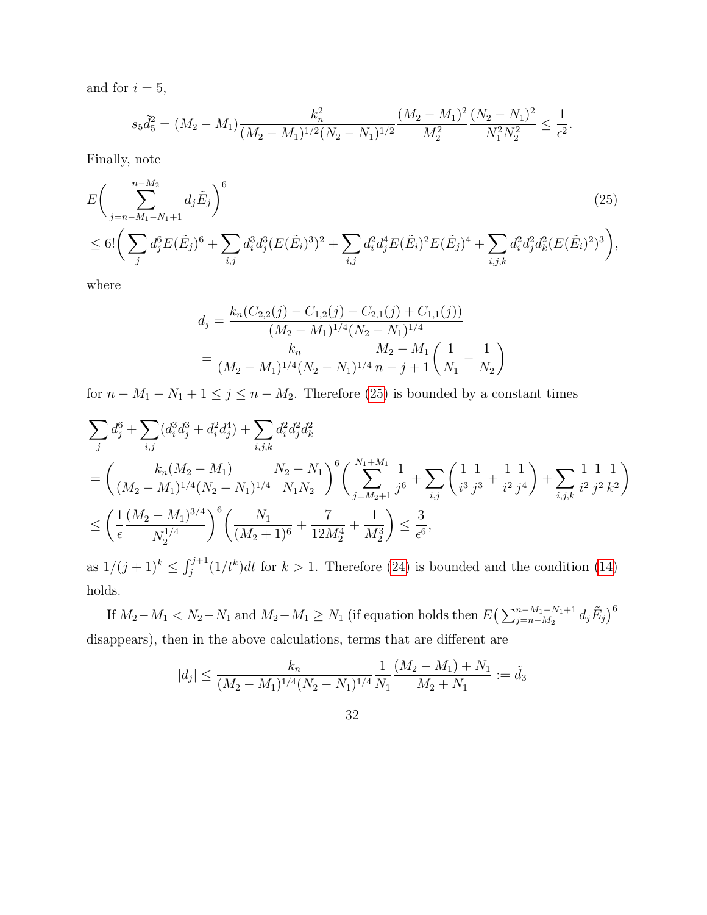and for $i = 5$,

$$s_5 \tilde{d}_5^2 = (M_2 - M_1) \frac{k_n^2}{(M_2 - M_1)^{1/2}(N_2 - N_1)^{1/2}} \frac{(M_2 - M_1)^2}{M_2^2} \frac{(N_2 - N_1)^2}{N_1^2 N_2^2} \leq \frac{1}{\epsilon^2}.$$

Finally, note

$$E\bigg( \sum_{j=n-M_1-N_1+1}^{n-M_2} d_j \tilde{E}_j \bigg)^6 \tag{25}$$
$$\leq 6! \bigg( \sum_j d_j^6 E(\tilde{E}_j)^6 + \sum_{i,j} d_i^3 d_j^3 (E(\tilde{E}_i)^3)^2 + \sum_{i,j} d_i^2 d_j^4 E(\tilde{E}_i)^2 E(\tilde{E}_j)^4 + \sum_{i,j,k} d_i^2 d_j^2 d_k^2 (E(\tilde{E}_i)^2)^3 \bigg),$$

where

$$\begin{aligned} d_j &= \frac{k_n (C_{2,2}(j) - C_{1,2}(j) - C_{2,1}(j) + C_{1,1}(j))}{(M_2 - M_1)^{1/4}(N_2 - N_1)^{1/4}} \\ &= \frac{k_n}{(M_2 - M_1)^{1/4}(N_2 - N_1)^{1/4}} \frac{M_2 - M_1}{n - j + 1} \bigg( \frac{1}{N_1} - \frac{1}{N_2} \bigg) \end{aligned}$$

for $n - M_1 - N_1 + 1 \leq j \leq n - M_2$. Therefore (25) is bounded by a constant times

$$\begin{aligned} &\sum_j d_j^6 + \sum_{i,j} (d_i^3 d_j^3 + d_i^2 d_j^4) + \sum_{i,j,k} d_i^2 d_j^2 d_k^2 \\ &= \bigg( \frac{k_n (M_2 - M_1)}{(M_2 - M_1)^{1/4}(N_2 - N_1)^{1/4}} \frac{N_2 - N_1}{N_1 N_2} \bigg)^6 \bigg( \sum_{j=M_2+1}^{N_1+M_1} \frac{1}{j^6} + \sum_{i,j} \bigg( \frac{1}{i^3}\frac{1}{j^3} + \frac{1}{i^2}\frac{1}{j^4} \bigg) + \sum_{i,j,k} \frac{1}{i^2}\frac{1}{j^2}\frac{1}{k^2} \bigg) \\ &\leq \bigg( \frac{1}{\epsilon} \frac{(M_2 - M_1)^{3/4}}{N_2^{1/4}} \bigg)^6 \bigg( \frac{N_1}{(M_2 + 1)^6} + \frac{7}{12 M_2^4} + \frac{1}{M_2^3} \bigg) \leq \frac{3}{\epsilon^6}, \end{aligned}$$

as $1/(j+1)^k \leq \int_j^{j+1} (1/t^k) dt$ for $k > 1$. Therefore (24) is bounded and the condition (14) holds.

If $M_2 - M_1 < N_2 - N_1$ and $M_2 - M_1 \geq N_1$ (if equation holds then $E\big(\sum_{j=n-M_2}^{n-M_1-N_1+1} d_j \tilde{E}_j\big)^6$ disappears), then in the above calculations, terms that are different are

$$|d_j| \leq \frac{k_n}{(M_2 - M_1)^{1/4}(N_2 - N_1)^{1/4}} \frac{1}{N_1} \frac{(M_2 - M_1) + N_1}{M_2 + N_1} := \tilde{d}_3$$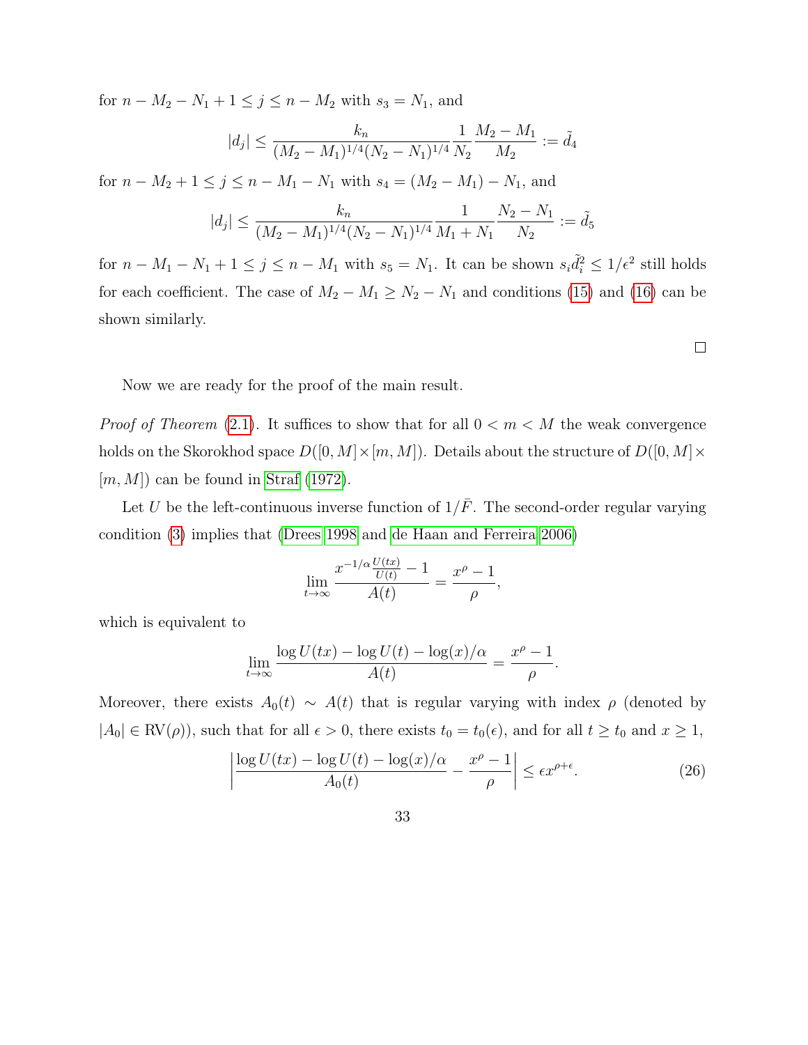for $n - M_2 - N_1 + 1 \le j \le n - M_2$ with $s_3 = N_1$, and

$$|d_j| \le \frac{k_n}{(M_2 - M_1)^{1/4}(N_2 - N_1)^{1/4}} \frac{1}{N_2} \frac{M_2 - M_1}{M_2} := \tilde{d}_4$$

for $n - M_2 + 1 \le j \le n - M_1 - N_1$ with $s_4 = (M_2 - M_1) - N_1$, and

$$|d_j| \le \frac{k_n}{(M_2 - M_1)^{1/4}(N_2 - N_1)^{1/4}} \frac{1}{M_1 + N_1} \frac{N_2 - N_1}{N_2} := \tilde{d}_5$$

for $n - M_1 - N_1 + 1 \le j \le n - M_1$ with $s_5 = N_1$. It can be shown $s_i \tilde{d}_i^2 \le 1/\epsilon^2$ still holds for each coefficient. The case of $M_2 - M_1 \ge N_2 - N_1$ and conditions (15) and (16) can be shown similarly.

□

Now we are ready for the proof of the main result.

*Proof of Theorem* (2.1). It suffices to show that for all $0 < m < M$ the weak convergence holds on the Skorokhod space $D([0, M] \times [m, M])$. Details about the structure of $D([0, M] \times [m, M])$ can be found in Straf (1972).

Let $U$ be the left-continuous inverse function of $1/\bar{F}$. The second-order regular varying condition (3) implies that (Drees 1998 and de Haan and Ferreira 2006)

$$\lim_{t \to \infty} \frac{x^{-1/\alpha} \frac{U(tx)}{U(t)} - 1}{A(t)} = \frac{x^\rho - 1}{\rho},$$

which is equivalent to

$$\lim_{t \to \infty} \frac{\log U(tx) - \log U(t) - \log(x)/\alpha}{A(t)} = \frac{x^\rho - 1}{\rho}.$$

Moreover, there exists $A_0(t) \sim A(t)$ that is regular varying with index $\rho$ (denoted by $|A_0| \in \mathrm{RV}(\rho)$), such that for all $\epsilon > 0$, there exists $t_0 = t_0(\epsilon)$, and for all $t \ge t_0$ and $x \ge 1$,

$$\left| \frac{\log U(tx) - \log U(t) - \log(x)/\alpha}{A_0(t)} - \frac{x^\rho - 1}{\rho} \right| \le \epsilon x^{\rho + \epsilon}. \tag{26}$$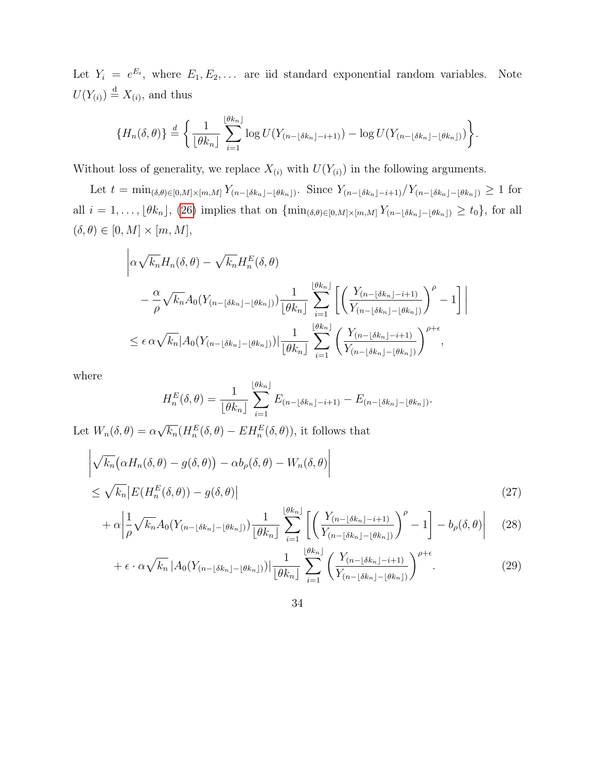Let $Y_i = e^{E_i}$, where $E_1, E_2, \ldots$ are iid standard exponential random variables. Note $U(Y_{(i)}) \stackrel{\mathrm{d}}{=} X_{(i)}$, and thus

$$
\{H_n(\delta,\theta)\} \stackrel{d}{=} \left\{ \frac{1}{\lfloor \theta k_n \rfloor} \sum_{i=1}^{\lfloor \theta k_n \rfloor} \log U(Y_{(n-\lfloor \delta k_n \rfloor - i+1)}) - \log U(Y_{(n-\lfloor \delta k_n \rfloor - \lfloor \theta k_n \rfloor)}) \right\}.
$$

Without loss of generality, we replace $X_{(i)}$ with $U(Y_{(i)})$ in the following arguments.

Let $t = \min_{(\delta,\theta)\in[0,M]\times[m,M]} Y_{(n-\lfloor \delta k_n \rfloor - \lfloor \theta k_n \rfloor)}$. Since $Y_{(n-\lfloor \delta k_n \rfloor - i+1)}/Y_{(n-\lfloor \delta k_n \rfloor - \lfloor \theta k_n \rfloor)} \geq 1$ for all $i = 1, \ldots, \lfloor \theta k_n \rfloor$, (26) implies that on $\{\min_{(\delta,\theta)\in[0,M]\times[m,M]} Y_{(n-\lfloor \delta k_n \rfloor - \lfloor \theta k_n \rfloor)} \geq t_0\}$, for all $(\delta,\theta) \in [0,M]\times[m,M]$,

$$
\begin{aligned}
&\Bigg| \alpha \sqrt{k_n} H_n(\delta,\theta) - \sqrt{k_n} H_n^E(\delta,\theta) \\
&\qquad - \frac{\alpha}{\rho} \sqrt{k_n} A_0(Y_{(n-\lfloor \delta k_n \rfloor - \lfloor \theta k_n \rfloor)}) \frac{1}{\lfloor \theta k_n \rfloor} \sum_{i=1}^{\lfloor \theta k_n \rfloor} \left[ \left( \frac{Y_{(n-\lfloor \delta k_n \rfloor - i+1)}}{Y_{(n-\lfloor \delta k_n \rfloor - \lfloor \theta k_n \rfloor)}} \right)^{\rho} - 1 \right] \Bigg| \\
&\leq \epsilon\, \alpha \sqrt{k_n} |A_0(Y_{(n-\lfloor \delta k_n \rfloor - \lfloor \theta k_n \rfloor)})| \frac{1}{\lfloor \theta k_n \rfloor} \sum_{i=1}^{\lfloor \theta k_n \rfloor} \left( \frac{Y_{(n-\lfloor \delta k_n \rfloor - i+1)}}{Y_{(n-\lfloor \delta k_n \rfloor - \lfloor \theta k_n \rfloor)}} \right)^{\rho+\epsilon},
\end{aligned}
$$

where

$$
H_n^E(\delta,\theta) = \frac{1}{\lfloor \theta k_n \rfloor} \sum_{i=1}^{\lfloor \theta k_n \rfloor} E_{(n-\lfloor \delta k_n \rfloor - i+1)} - E_{(n-\lfloor \delta k_n \rfloor - \lfloor \theta k_n \rfloor)}.
$$

Let $W_n(\delta,\theta) = \alpha\sqrt{k_n}(H_n^E(\delta,\theta) - EH_n^E(\delta,\theta))$, it follows that

$$
\begin{aligned}
&\left| \sqrt{k_n}\big(\alpha H_n(\delta,\theta) - g(\delta,\theta)\big) - \alpha b_\rho(\delta,\theta) - W_n(\delta,\theta) \right| \\
&\leq \sqrt{k_n} \big| E(H_n^E(\delta,\theta)) - g(\delta,\theta) \big| && (27) \\
&\quad + \alpha \left| \frac{1}{\rho} \sqrt{k_n} A_0(Y_{(n-\lfloor \delta k_n \rfloor - \lfloor \theta k_n \rfloor)}) \frac{1}{\lfloor \theta k_n \rfloor} \sum_{i=1}^{\lfloor \theta k_n \rfloor} \left[ \left( \frac{Y_{(n-\lfloor \delta k_n \rfloor - i+1)}}{Y_{(n-\lfloor \delta k_n \rfloor - \lfloor \theta k_n \rfloor)}} \right)^{\rho} - 1 \right] - b_\rho(\delta,\theta) \right| && (28) \\
&\quad + \epsilon \cdot \alpha \sqrt{k_n}\, |A_0(Y_{(n-\lfloor \delta k_n \rfloor - \lfloor \theta k_n \rfloor)})| \frac{1}{\lfloor \theta k_n \rfloor} \sum_{i=1}^{\lfloor \theta k_n \rfloor} \left( \frac{Y_{(n-\lfloor \delta k_n \rfloor - i+1)}}{Y_{(n-\lfloor \delta k_n \rfloor - \lfloor \theta k_n \rfloor)}} \right)^{\rho+\epsilon}. && (29)
\end{aligned}
$$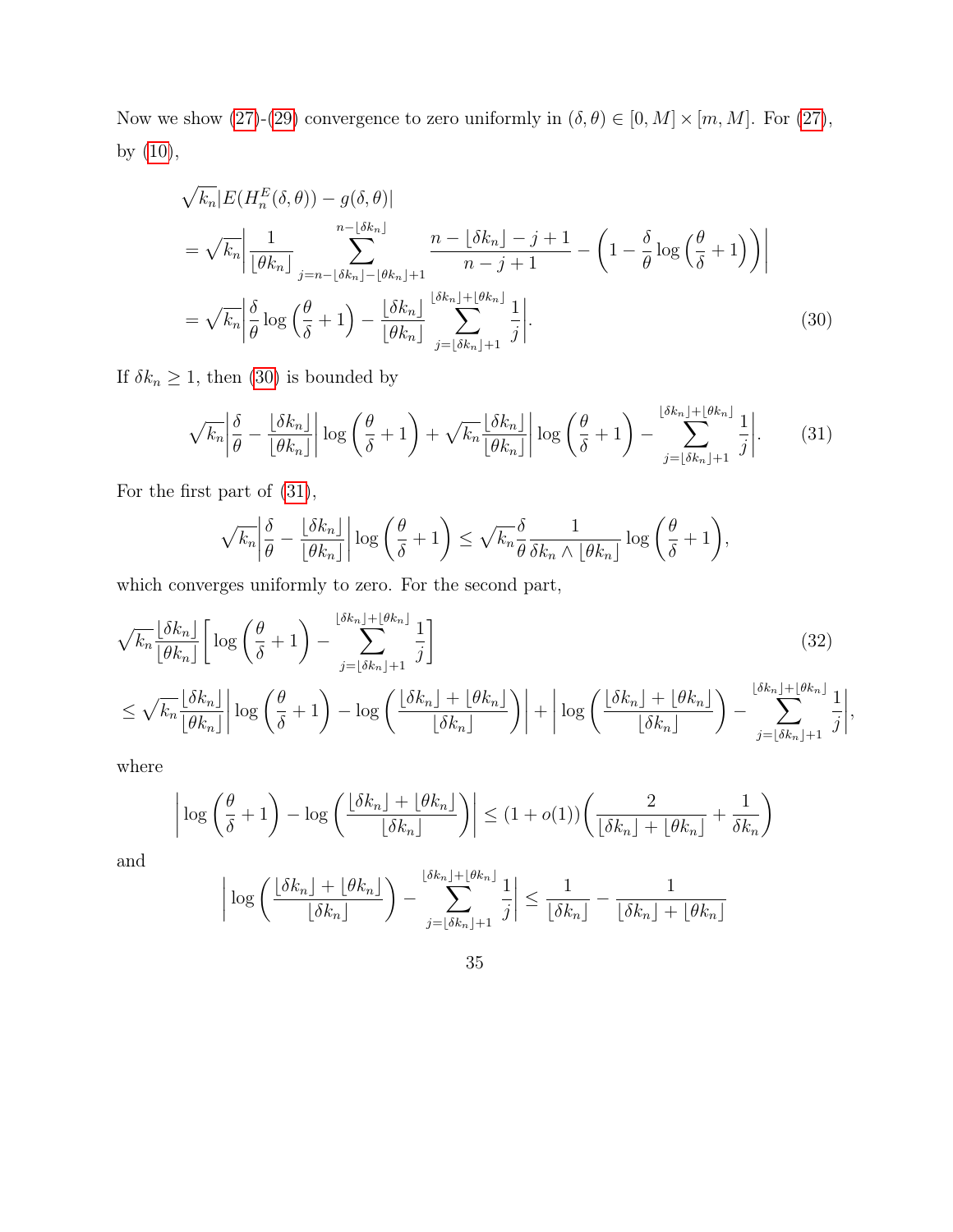Now we show (27)-(29) convergence to zero uniformly in $(\delta, \theta) \in [0, M] \times [m, M]$. For (27), by (10),

$$
\begin{aligned}
&\sqrt{k_n} |E(H_n^E(\delta,\theta)) - g(\delta,\theta)| \\
&= \sqrt{k_n} \left| \frac{1}{\lfloor \theta k_n \rfloor} \sum_{j=n-\lfloor \delta k_n \rfloor - \lfloor \theta k_n \rfloor + 1}^{n - \lfloor \delta k_n \rfloor} \frac{n - \lfloor \delta k_n \rfloor - j + 1}{n - j + 1} - \left(1 - \frac{\delta}{\theta} \log\left(\frac{\theta}{\delta} + 1\right)\right) \right| \\
&= \sqrt{k_n} \left| \frac{\delta}{\theta} \log\left(\frac{\theta}{\delta} + 1\right) - \frac{\lfloor \delta k_n \rfloor}{\lfloor \theta k_n \rfloor} \sum_{j=\lfloor \delta k_n \rfloor + 1}^{\lfloor \delta k_n \rfloor + \lfloor \theta k_n \rfloor} \frac{1}{j} \right|. \qquad (30)
\end{aligned}
$$

If $\delta k_n \geq 1$, then (30) is bounded by

$$
\sqrt{k_n} \left| \frac{\delta}{\theta} - \frac{\lfloor \delta k_n \rfloor}{\lfloor \theta k_n \rfloor} \right| \log\left(\frac{\theta}{\delta} + 1\right) + \sqrt{k_n} \frac{\lfloor \delta k_n \rfloor}{\lfloor \theta k_n \rfloor} \left| \log\left(\frac{\theta}{\delta} + 1\right) - \sum_{j=\lfloor \delta k_n \rfloor + 1}^{\lfloor \delta k_n \rfloor + \lfloor \theta k_n \rfloor} \frac{1}{j} \right|. \qquad (31)
$$

For the first part of (31),

$$
\sqrt{k_n} \left| \frac{\delta}{\theta} - \frac{\lfloor \delta k_n \rfloor}{\lfloor \theta k_n \rfloor} \right| \log\left(\frac{\theta}{\delta} + 1\right) \leq \sqrt{k_n} \frac{\delta}{\theta} \frac{1}{\delta k_n \wedge \lfloor \theta k_n \rfloor} \log\left(\frac{\theta}{\delta} + 1\right),
$$

which converges uniformly to zero. For the second part,

$$
\begin{aligned}
&\sqrt{k_n} \frac{\lfloor \delta k_n \rfloor}{\lfloor \theta k_n \rfloor} \left[ \log\left(\frac{\theta}{\delta} + 1\right) - \sum_{j=\lfloor \delta k_n \rfloor + 1}^{\lfloor \delta k_n \rfloor + \lfloor \theta k_n \rfloor} \frac{1}{j} \right] \qquad (32) \\
&\leq \sqrt{k_n} \frac{\lfloor \delta k_n \rfloor}{\lfloor \theta k_n \rfloor} \left| \log\left(\frac{\theta}{\delta} + 1\right) - \log\left(\frac{\lfloor \delta k_n \rfloor + \lfloor \theta k_n \rfloor}{\lfloor \delta k_n \rfloor}\right) \right| + \left| \log\left(\frac{\lfloor \delta k_n \rfloor + \lfloor \theta k_n \rfloor}{\lfloor \delta k_n \rfloor}\right) - \sum_{j=\lfloor \delta k_n \rfloor + 1}^{\lfloor \delta k_n \rfloor + \lfloor \theta k_n \rfloor} \frac{1}{j} \right|,
\end{aligned}
$$

where

$$
\left| \log\left(\frac{\theta}{\delta} + 1\right) - \log\left(\frac{\lfloor \delta k_n \rfloor + \lfloor \theta k_n \rfloor}{\lfloor \delta k_n \rfloor}\right) \right| \leq (1 + o(1)) \left( \frac{2}{\lfloor \delta k_n \rfloor + \lfloor \theta k_n \rfloor} + \frac{1}{\delta k_n} \right)
$$

and

$$
\left| \log\left(\frac{\lfloor \delta k_n \rfloor + \lfloor \theta k_n \rfloor}{\lfloor \delta k_n \rfloor}\right) - \sum_{j=\lfloor \delta k_n \rfloor + 1}^{\lfloor \delta k_n \rfloor + \lfloor \theta k_n \rfloor} \frac{1}{j} \right| \leq \frac{1}{\lfloor \delta k_n \rfloor} - \frac{1}{\lfloor \delta k_n \rfloor + \lfloor \theta k_n \rfloor}
$$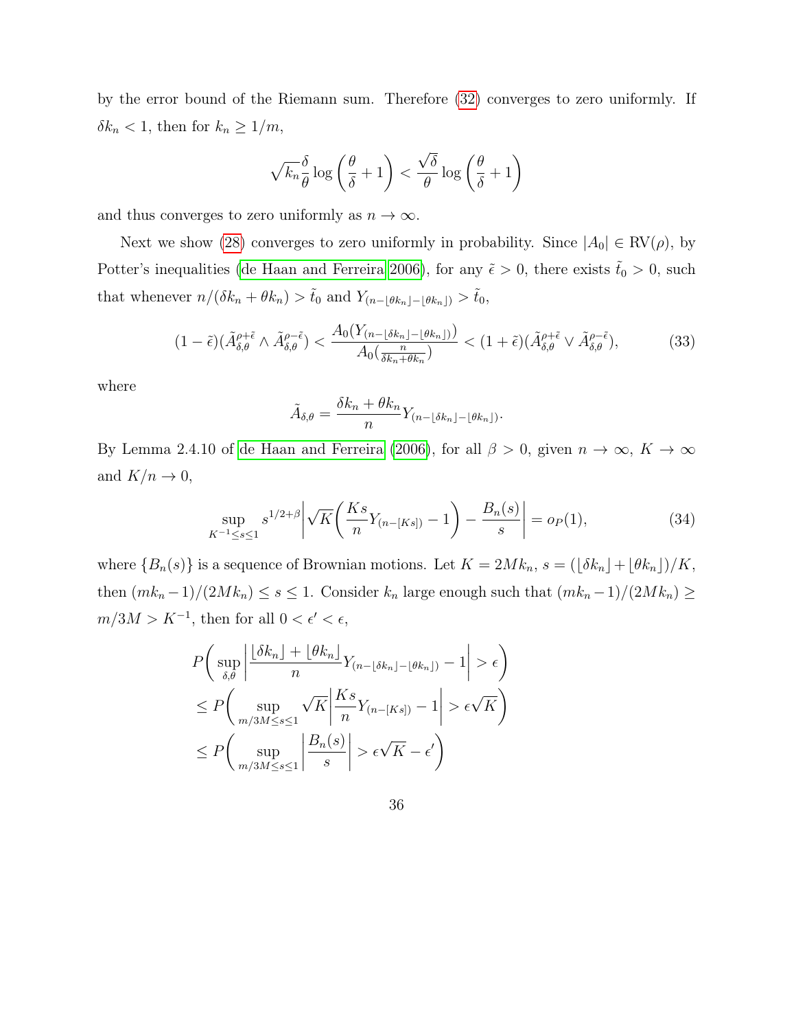by the error bound of the Riemann sum. Therefore (32) converges to zero uniformly. If $\delta k_n < 1$, then for $k_n \geq 1/m$,

$$\sqrt{k_n}\frac{\delta}{\theta}\log\left(\frac{\theta}{\delta}+1\right) < \frac{\sqrt{\delta}}{\theta}\log\left(\frac{\theta}{\delta}+1\right)$$

and thus converges to zero uniformly as $n \to \infty$.

Next we show (28) converges to zero uniformly in probability. Since $|A_0| \in \mathrm{RV}(\rho)$, by Potter's inequalities (de Haan and Ferreira 2006), for any $\tilde{\epsilon} > 0$, there exists $\tilde{t}_0 > 0$, such that whenever $n/(\delta k_n + \theta k_n) > \tilde{t}_0$ and $Y_{(n-\lfloor \delta k_n \rfloor - \lfloor \theta k_n \rfloor)} > \tilde{t}_0$,

$$(1-\tilde{\epsilon})(\tilde{A}_{\delta,\theta}^{\rho+\tilde{\epsilon}} \wedge \tilde{A}_{\delta,\theta}^{\rho-\tilde{\epsilon}}) < \frac{A_0(Y_{(n-\lfloor \delta k_n \rfloor - \lfloor \theta k_n \rfloor)})}{A_0(\frac{n}{\delta k_n + \theta k_n})} < (1+\tilde{\epsilon})(\tilde{A}_{\delta,\theta}^{\rho+\tilde{\epsilon}} \vee \tilde{A}_{\delta,\theta}^{\rho-\tilde{\epsilon}}), \tag{33}$$

where

$$\tilde{A}_{\delta,\theta} = \frac{\delta k_n + \theta k_n}{n} Y_{(n-\lfloor \delta k_n \rfloor - \lfloor \theta k_n \rfloor)}.$$

By Lemma 2.4.10 of de Haan and Ferreira (2006), for all $\beta > 0$, given $n \to \infty$, $K \to \infty$ and $K/n \to 0$,

$$\sup_{K^{-1} \leq s \leq 1} s^{1/2+\beta}\left|\sqrt{K}\left(\frac{Ks}{n}Y_{(n-[Ks])} - 1\right) - \frac{B_n(s)}{s}\right| = o_P(1), \tag{34}$$

where $\{B_n(s)\}$ is a sequence of Brownian motions. Let $K = 2Mk_n$, $s = (\lfloor \delta k_n \rfloor + \lfloor \theta k_n \rfloor)/K$, then $(mk_n - 1)/(2Mk_n) \leq s \leq 1$. Consider $k_n$ large enough such that $(mk_n-1)/(2Mk_n) \geq m/3M > K^{-1}$, then for all $0 < \epsilon' < \epsilon$,

$$\begin{aligned}
&P\left(\sup_{\delta,\theta}\left|\frac{\lfloor \delta k_n \rfloor + \lfloor \theta k_n \rfloor}{n} Y_{(n-\lfloor \delta k_n \rfloor - \lfloor \theta k_n \rfloor)} - 1\right| > \epsilon\right) \\
&\leq P\left(\sup_{m/3M \leq s \leq 1} \sqrt{K}\left|\frac{Ks}{n}Y_{(n-[Ks])} - 1\right| > \epsilon\sqrt{K}\right) \\
&\leq P\left(\sup_{m/3M \leq s \leq 1}\left|\frac{B_n(s)}{s}\right| > \epsilon\sqrt{K} - \epsilon'\right)
\end{aligned}$$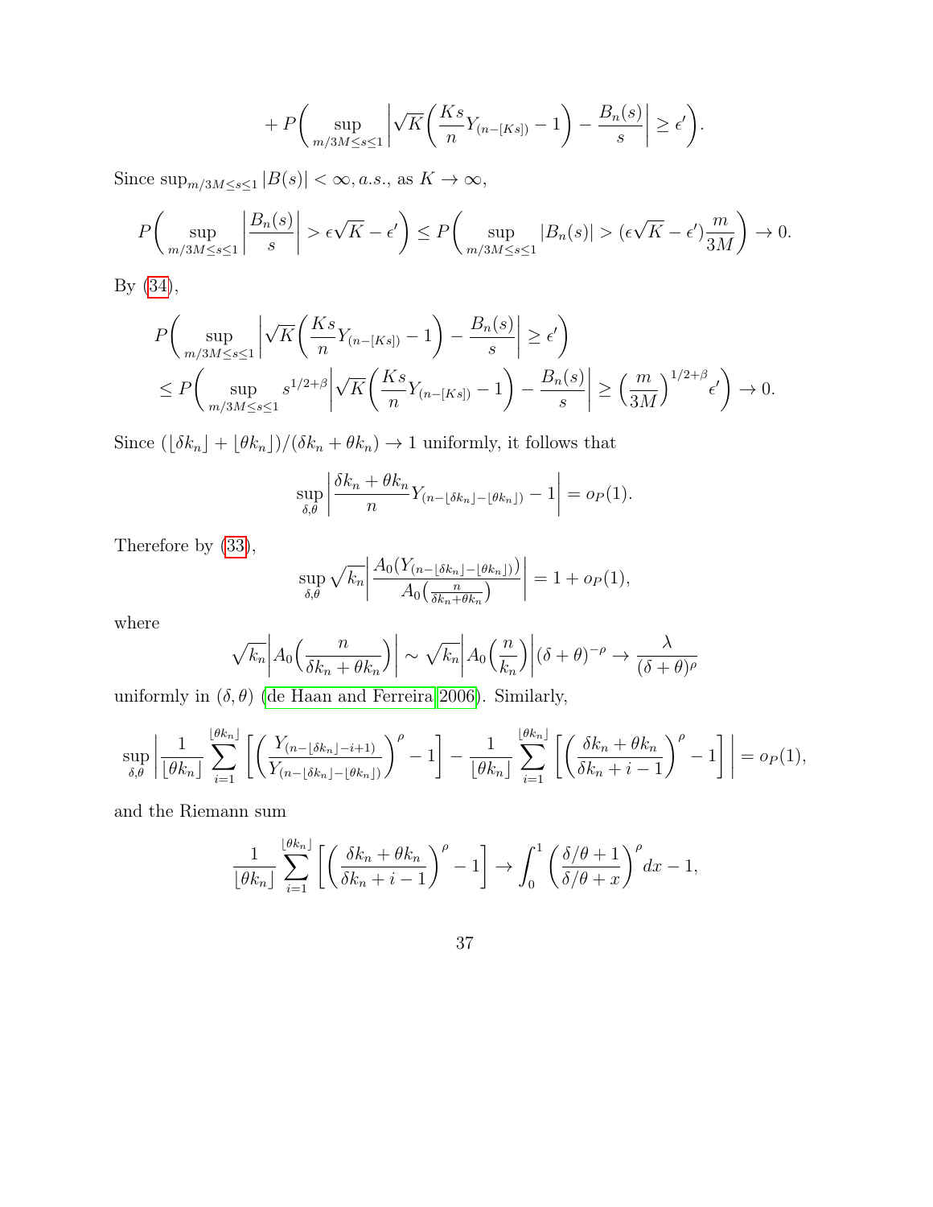$$+ P\biggl( \sup_{m/3M \le s \le 1} \biggl| \sqrt{K}\biggl( \frac{Ks}{n} Y_{(n-[Ks])} - 1 \biggr) - \frac{B_n(s)}{s} \biggr| \ge \epsilon' \biggr).$$

Since $\sup_{m/3M \le s \le 1} |B(s)| < \infty, a.s.$, as $K \to \infty$,

$$P\biggl( \sup_{m/3M \le s \le 1} \biggl| \frac{B_n(s)}{s} \biggr| > \epsilon\sqrt{K} - \epsilon' \biggr) \le P\biggl( \sup_{m/3M \le s \le 1} |B_n(s)| > (\epsilon\sqrt{K} - \epsilon')\frac{m}{3M} \biggr) \to 0.$$

By (34),

$$\begin{aligned} &P\biggl( \sup_{m/3M \le s \le 1} \biggl| \sqrt{K}\biggl( \frac{Ks}{n} Y_{(n-[Ks])} - 1 \biggr) - \frac{B_n(s)}{s} \biggr| \ge \epsilon' \biggr) \\ &\le P\biggl( \sup_{m/3M \le s \le 1} s^{1/2+\beta} \biggl| \sqrt{K}\biggl( \frac{Ks}{n} Y_{(n-[Ks])} - 1 \biggr) - \frac{B_n(s)}{s} \biggr| \ge \Bigl( \frac{m}{3M} \Bigr)^{1/2+\beta} \epsilon' \biggr) \to 0. \end{aligned}$$

Since $(\lfloor \delta k_n \rfloor + \lfloor \theta k_n \rfloor)/(\delta k_n + \theta k_n) \to 1$ uniformly, it follows that

$$\sup_{\delta,\theta} \biggl| \frac{\delta k_n + \theta k_n}{n} Y_{(n-\lfloor \delta k_n \rfloor - \lfloor \theta k_n \rfloor)} - 1 \biggr| = o_P(1).$$

Therefore by (33),

$$\sup_{\delta,\theta} \sqrt{k_n} \biggl| \frac{A_0(Y_{(n-\lfloor \delta k_n \rfloor - \lfloor \theta k_n \rfloor)})}{A_0\bigl(\frac{n}{\delta k_n + \theta k_n}\bigr)} \biggr| = 1 + o_P(1),$$

where

$$\sqrt{k_n} \biggl| A_0\Bigl( \frac{n}{\delta k_n + \theta k_n} \Bigr) \biggr| \sim \sqrt{k_n} \biggl| A_0\Bigl( \frac{n}{k_n} \Bigr) \biggr| (\delta + \theta)^{-\rho} \to \frac{\lambda}{(\delta + \theta)^{\rho}}$$

uniformly in $(\delta, \theta)$ (de Haan and Ferreira 2006). Similarly,

$$\sup_{\delta,\theta} \biggl| \frac{1}{\lfloor \theta k_n \rfloor} \sum_{i=1}^{\lfloor \theta k_n \rfloor} \biggl[ \biggl( \frac{Y_{(n-\lfloor \delta k_n \rfloor - i+1)}}{Y_{(n-\lfloor \delta k_n \rfloor - \lfloor \theta k_n \rfloor)}} \biggr)^{\rho} - 1 \biggr] - \frac{1}{\lfloor \theta k_n \rfloor} \sum_{i=1}^{\lfloor \theta k_n \rfloor} \biggl[ \biggl( \frac{\delta k_n + \theta k_n}{\delta k_n + i - 1} \biggr)^{\rho} - 1 \biggr] \biggr| = o_P(1),$$

and the Riemann sum

$$\frac{1}{\lfloor \theta k_n \rfloor} \sum_{i=1}^{\lfloor \theta k_n \rfloor} \biggl[ \biggl( \frac{\delta k_n + \theta k_n}{\delta k_n + i - 1} \biggr)^{\rho} - 1 \biggr] \to \int_0^1 \biggl( \frac{\delta/\theta + 1}{\delta/\theta + x} \biggr)^{\rho} dx - 1,$$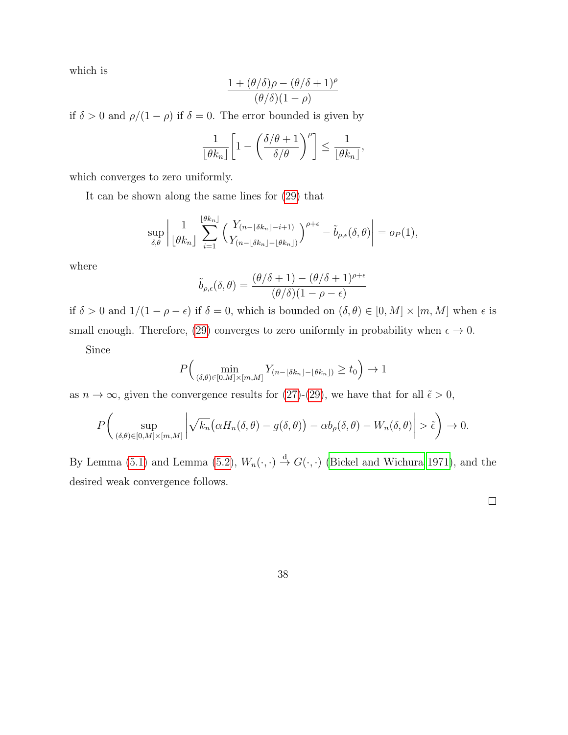which is

$$\frac{1 + (\theta/\delta)\rho - (\theta/\delta + 1)^{\rho}}{(\theta/\delta)(1-\rho)}$$

if $\delta > 0$ and $\rho/(1-\rho)$ if $\delta = 0$. The error bounded is given by

$$\frac{1}{\lfloor \theta k_n \rfloor}\left[1 - \left(\frac{\delta/\theta + 1}{\delta/\theta}\right)^{\rho}\right] \leq \frac{1}{\lfloor \theta k_n \rfloor},$$

which converges to zero uniformly.

It can be shown along the same lines for (29) that

$$\sup_{\delta,\theta}\left|\frac{1}{\lfloor \theta k_n \rfloor}\sum_{i=1}^{\lfloor \theta k_n \rfloor}\left(\frac{Y_{(n-\lfloor \delta k_n \rfloor - i + 1)}}{Y_{(n-\lfloor \delta k_n \rfloor - \lfloor \theta k_n \rfloor)}}\right)^{\rho+\epsilon} - \tilde{b}_{\rho,\epsilon}(\delta,\theta)\right| = o_P(1),$$

where

$$\tilde{b}_{\rho,\epsilon}(\delta,\theta) = \frac{(\theta/\delta + 1) - (\theta/\delta + 1)^{\rho+\epsilon}}{(\theta/\delta)(1-\rho-\epsilon)}$$

if $\delta > 0$ and $1/(1-\rho-\epsilon)$ if $\delta = 0$, which is bounded on $(\delta,\theta) \in [0,M] \times [m,M]$ when $\epsilon$ is small enough. Therefore, (29) converges to zero uniformly in probability when $\epsilon \to 0$.

Since

$$P\Big(\min_{(\delta,\theta)\in[0,M]\times[m,M]} Y_{(n-\lfloor \delta k_n \rfloor - \lfloor \theta k_n \rfloor)} \geq t_0\Big) \to 1$$

as $n \to \infty$, given the convergence results for (27)-(29), we have that for all $\tilde{\epsilon} > 0$,

$$P\bigg(\sup_{(\delta,\theta)\in[0,M]\times[m,M]}\left|\sqrt{k_n}\big(\alpha H_n(\delta,\theta) - g(\delta,\theta)\big) - \alpha b_{\rho}(\delta,\theta) - W_n(\delta,\theta)\right| > \tilde{\epsilon}\bigg) \to 0.$$

By Lemma (5.1) and Lemma (5.2), $W_n(\cdot,\cdot) \xrightarrow{\text{d}} G(\cdot,\cdot)$ (Bickel and Wichura 1971), and the desired weak convergence follows.

□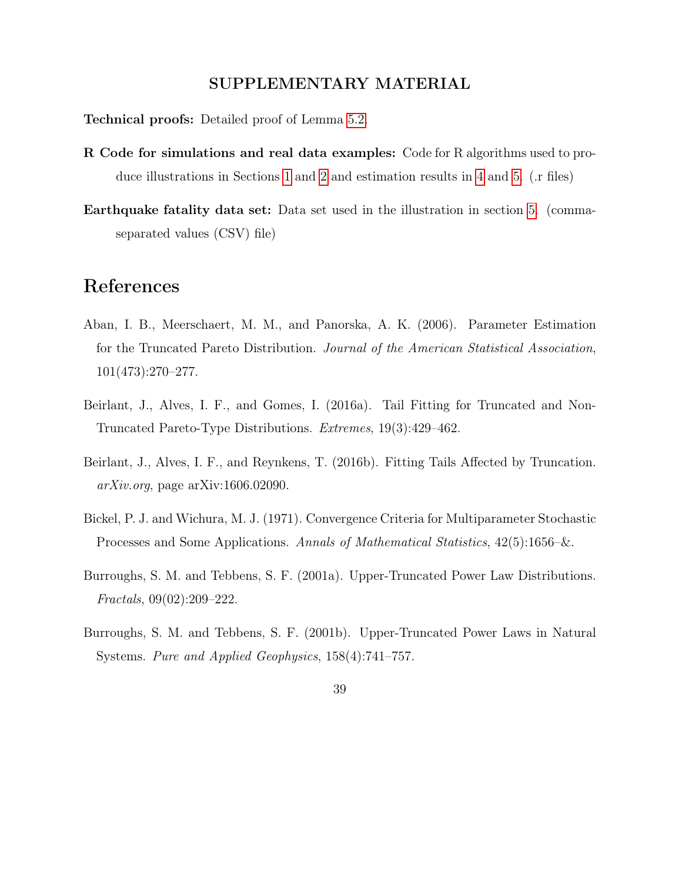## SUPPLEMENTARY MATERIAL

**Technical proofs:** Detailed proof of Lemma 5.2.

**R Code for simulations and real data examples:** Code for R algorithms used to produce illustrations in Sections 1 and 2 and estimation results in 4 and 5. (.r files)

**Earthquake fatality data set:** Data set used in the illustration in section 5. (comma-separated values (CSV) file)

# References

Aban, I. B., Meerschaert, M. M., and Panorska, A. K. (2006). Parameter Estimation for the Truncated Pareto Distribution. *Journal of the American Statistical Association*, 101(473):270–277.

Beirlant, J., Alves, I. F., and Gomes, I. (2016a). Tail Fitting for Truncated and Non-Truncated Pareto-Type Distributions. *Extremes*, 19(3):429–462.

Beirlant, J., Alves, I. F., and Reynkens, T. (2016b). Fitting Tails Affected by Truncation. *arXiv.org*, page arXiv:1606.02090.

Bickel, P. J. and Wichura, M. J. (1971). Convergence Criteria for Multiparameter Stochastic Processes and Some Applications. *Annals of Mathematical Statistics*, 42(5):1656–&.

Burroughs, S. M. and Tebbens, S. F. (2001a). Upper-Truncated Power Law Distributions. *Fractals*, 09(02):209–222.

Burroughs, S. M. and Tebbens, S. F. (2001b). Upper-Truncated Power Laws in Natural Systems. *Pure and Applied Geophysics*, 158(4):741–757.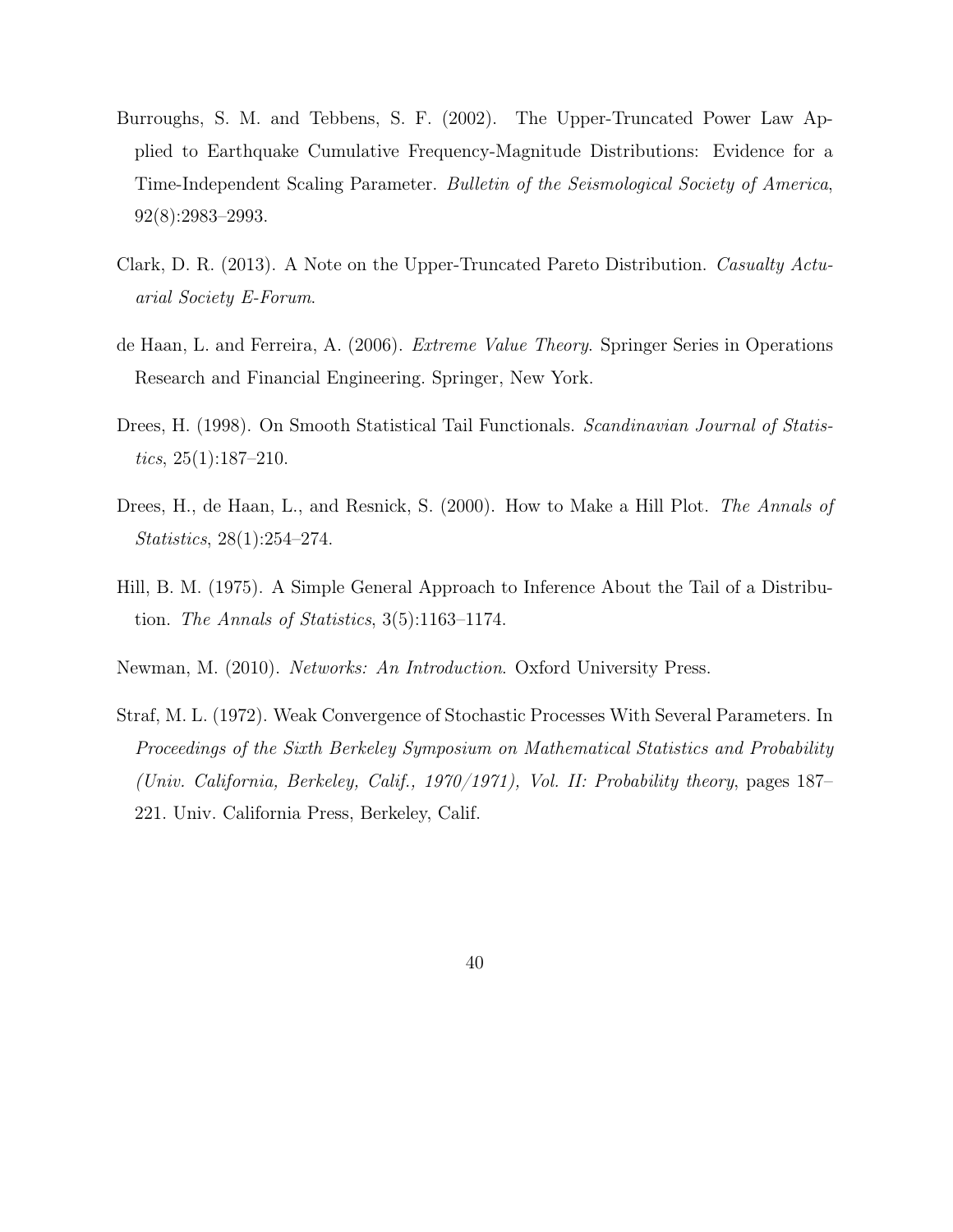Burroughs, S. M. and Tebbens, S. F. (2002). The Upper-Truncated Power Law Applied to Earthquake Cumulative Frequency-Magnitude Distributions: Evidence for a Time-Independent Scaling Parameter. *Bulletin of the Seismological Society of America*, 92(8):2983–2993.

Clark, D. R. (2013). A Note on the Upper-Truncated Pareto Distribution. *Casualty Actuarial Society E-Forum*.

de Haan, L. and Ferreira, A. (2006). *Extreme Value Theory*. Springer Series in Operations Research and Financial Engineering. Springer, New York.

Drees, H. (1998). On Smooth Statistical Tail Functionals. *Scandinavian Journal of Statistics*, 25(1):187–210.

Drees, H., de Haan, L., and Resnick, S. (2000). How to Make a Hill Plot. *The Annals of Statistics*, 28(1):254–274.

Hill, B. M. (1975). A Simple General Approach to Inference About the Tail of a Distribution. *The Annals of Statistics*, 3(5):1163–1174.

Newman, M. (2010). *Networks: An Introduction*. Oxford University Press.

Straf, M. L. (1972). Weak Convergence of Stochastic Processes With Several Parameters. In *Proceedings of the Sixth Berkeley Symposium on Mathematical Statistics and Probability (Univ. California, Berkeley, Calif., 1970/1971), Vol. II: Probability theory*, pages 187–221. Univ. California Press, Berkeley, Calif.